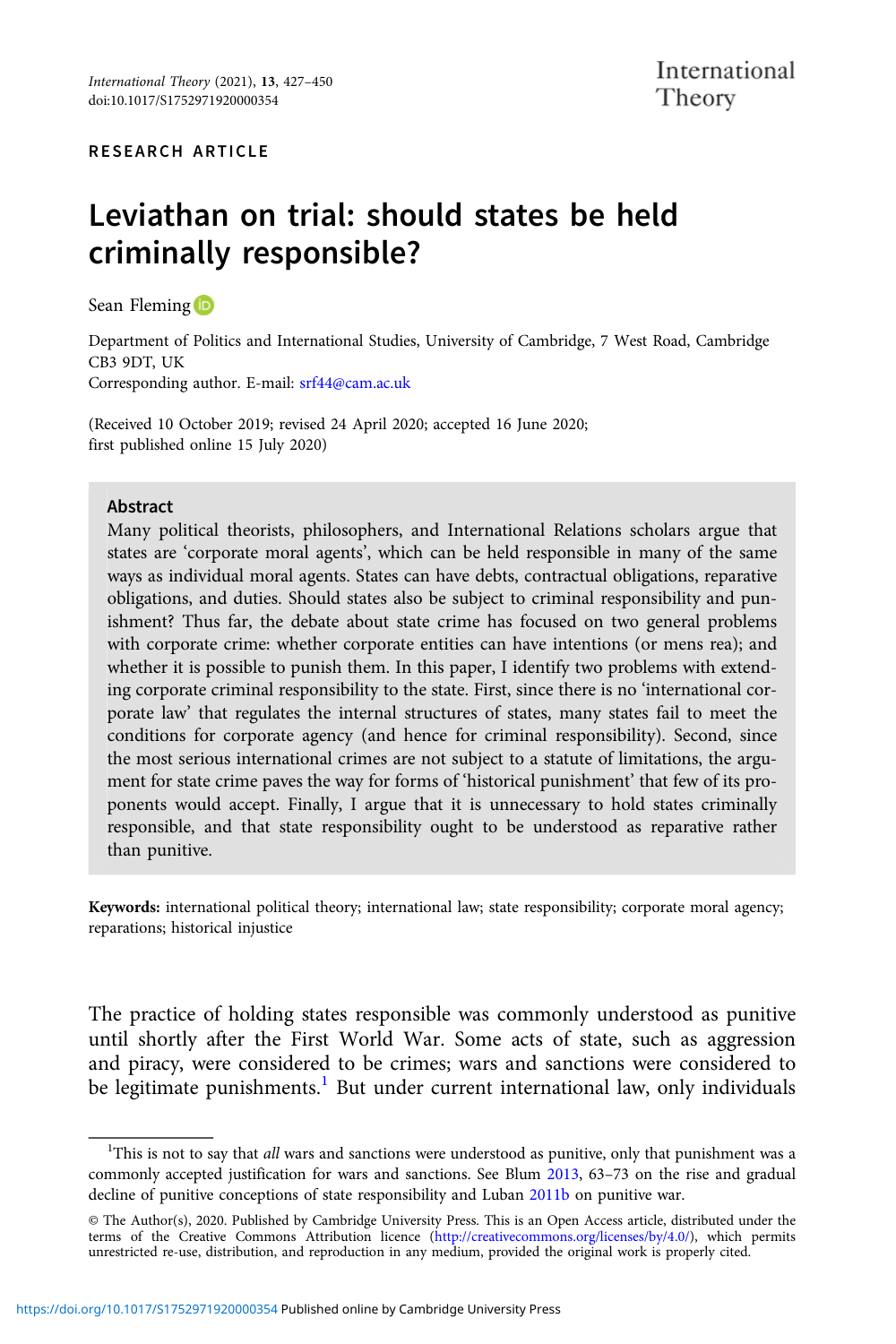RESEARCH ARTICLE

# Leviathan on trial: should states be held criminally responsible?

Sean Fleming

Department of Politics and International Studies, University of Cambridge, 7 West Road, Cambridge CB3 9DT, UK
Corresponding author. E-mail: srf44@cam.ac.uk

(Received 10 October 2019; revised 24 April 2020; accepted 16 June 2020; first published online 15 July 2020)

## Abstract

Many political theorists, philosophers, and International Relations scholars argue that states are 'corporate moral agents', which can be held responsible in many of the same ways as individual moral agents. States can have debts, contractual obligations, reparative obligations, and duties. Should states also be subject to criminal responsibility and punishment? Thus far, the debate about state crime has focused on two general problems with corporate crime: whether corporate entities can have intentions (or mens rea); and whether it is possible to punish them. In this paper, I identify two problems with extending corporate criminal responsibility to the state. First, since there is no 'international corporate law' that regulates the internal structures of states, many states fail to meet the conditions for corporate agency (and hence for criminal responsibility). Second, since the most serious international crimes are not subject to a statute of limitations, the argument for state crime paves the way for forms of 'historical punishment' that few of its proponents would accept. Finally, I argue that it is unnecessary to hold states criminally responsible, and that state responsibility ought to be understood as reparative rather than punitive.

**Keywords:** international political theory; international law; state responsibility; corporate moral agency; reparations; historical injustice

The practice of holding states responsible was commonly understood as punitive until shortly after the First World War. Some acts of state, such as aggression and piracy, were considered to be crimes; wars and sanctions were considered to be legitimate punishments.[1] But under current international law, only individuals

[1]This is not to say that *all* wars and sanctions were understood as punitive, only that punishment was a commonly accepted justification for wars and sanctions. See Blum 2013, 63–73 on the rise and gradual decline of punitive conceptions of state responsibility and Luban 2011b on punitive war.

© The Author(s), 2020. Published by Cambridge University Press. This is an Open Access article, distributed under the terms of the Creative Commons Attribution licence (http://creativecommons.org/licenses/by/4.0/), which permits unrestricted re-use, distribution, and reproduction in any medium, provided the original work is properly cited.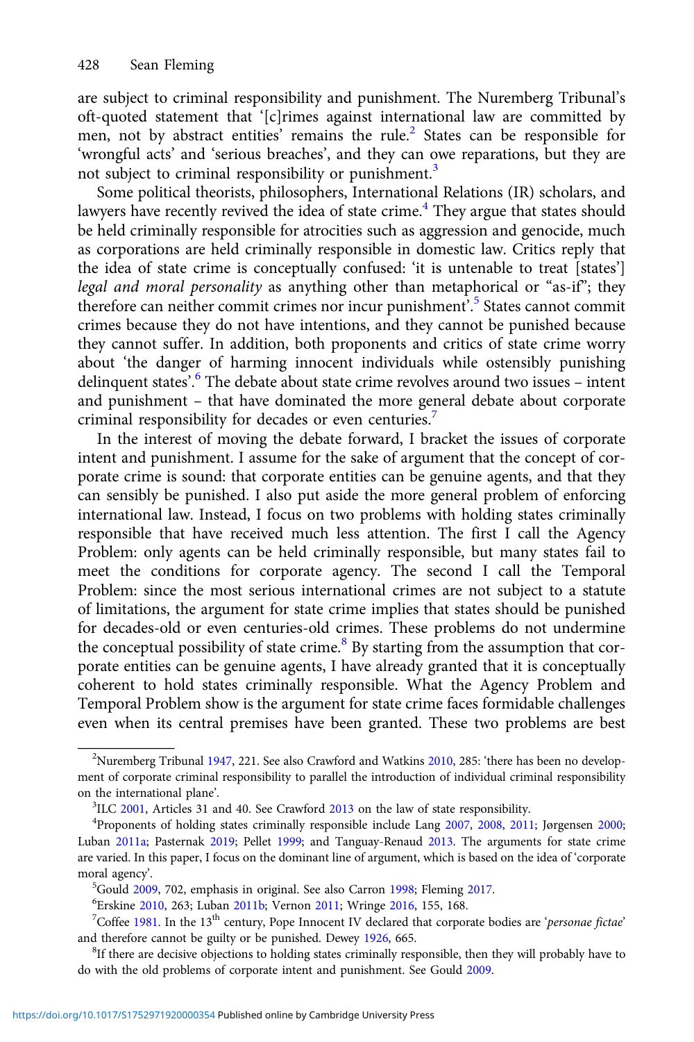are subject to criminal responsibility and punishment. The Nuremberg Tribunal's oft-quoted statement that '[c]rimes against international law are committed by men, not by abstract entities' remains the rule.[2] States can be responsible for 'wrongful acts' and 'serious breaches', and they can owe reparations, but they are not subject to criminal responsibility or punishment.[3]

Some political theorists, philosophers, International Relations (IR) scholars, and lawyers have recently revived the idea of state crime.[4] They argue that states should be held criminally responsible for atrocities such as aggression and genocide, much as corporations are held criminally responsible in domestic law. Critics reply that the idea of state crime is conceptually confused: 'it is untenable to treat [states'] *legal and moral personality* as anything other than metaphorical or "as-if"; they therefore can neither commit crimes nor incur punishment'.[5] States cannot commit crimes because they do not have intentions, and they cannot be punished because they cannot suffer. In addition, both proponents and critics of state crime worry about 'the danger of harming innocent individuals while ostensibly punishing delinquent states'.[6] The debate about state crime revolves around two issues – intent and punishment – that have dominated the more general debate about corporate criminal responsibility for decades or even centuries.[7]

In the interest of moving the debate forward, I bracket the issues of corporate intent and punishment. I assume for the sake of argument that the concept of corporate crime is sound: that corporate entities can be genuine agents, and that they can sensibly be punished. I also put aside the more general problem of enforcing international law. Instead, I focus on two problems with holding states criminally responsible that have received much less attention. The first I call the Agency Problem: only agents can be held criminally responsible, but many states fail to meet the conditions for corporate agency. The second I call the Temporal Problem: since the most serious international crimes are not subject to a statute of limitations, the argument for state crime implies that states should be punished for decades-old or even centuries-old crimes. These problems do not undermine the conceptual possibility of state crime.[8] By starting from the assumption that corporate entities can be genuine agents, I have already granted that it is conceptually coherent to hold states criminally responsible. What the Agency Problem and Temporal Problem show is the argument for state crime faces formidable challenges even when its central premises have been granted. These two problems are best

---

[2] Nuremberg Tribunal 1947, 221. See also Crawford and Watkins 2010, 285: 'there has been no development of corporate criminal responsibility to parallel the introduction of individual criminal responsibility on the international plane'.

[3] ILC 2001, Articles 31 and 40. See Crawford 2013 on the law of state responsibility.

[4] Proponents of holding states criminally responsible include Lang 2007, 2008, 2011; Jørgensen 2000; Luban 2011a; Pasternak 2019; Pellet 1999; and Tanguay-Renaud 2013. The arguments for state crime are varied. In this paper, I focus on the dominant line of argument, which is based on the idea of 'corporate moral agency'.

[5] Gould 2009, 702, emphasis in original. See also Carron 1998; Fleming 2017.

[6] Erskine 2010, 263; Luban 2011b; Vernon 2011; Wringe 2016, 155, 168.

[7] Coffee 1981. In the 13th century, Pope Innocent IV declared that corporate bodies are '*personae fictae*' and therefore cannot be guilty or be punished. Dewey 1926, 665.

[8] If there are decisive objections to holding states criminally responsible, then they will probably have to do with the old problems of corporate intent and punishment. See Gould 2009.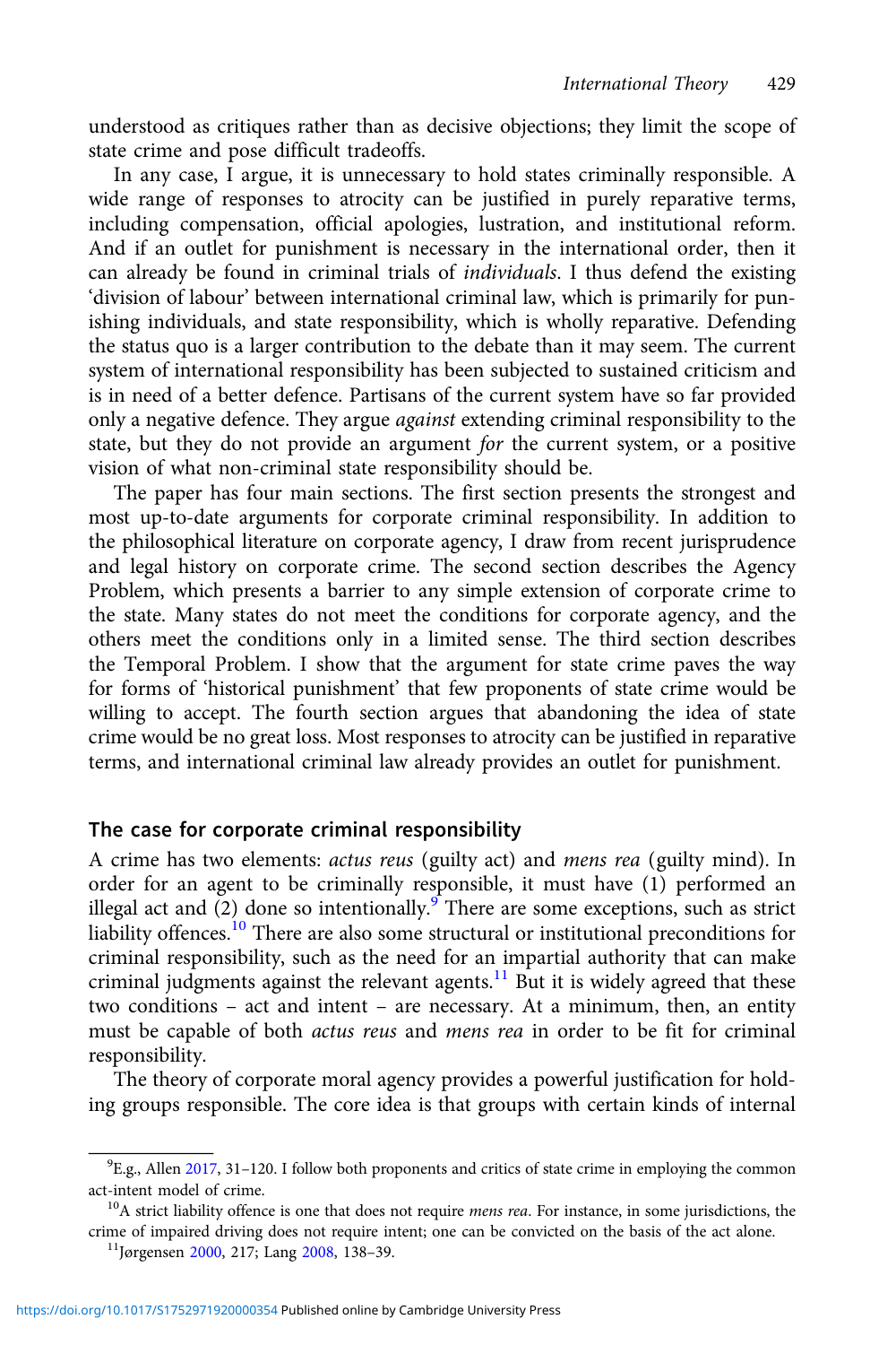understood as critiques rather than as decisive objections; they limit the scope of state crime and pose difficult tradeoffs.

In any case, I argue, it is unnecessary to hold states criminally responsible. A wide range of responses to atrocity can be justified in purely reparative terms, including compensation, official apologies, lustration, and institutional reform. And if an outlet for punishment is necessary in the international order, then it can already be found in criminal trials of *individuals*. I thus defend the existing 'division of labour' between international criminal law, which is primarily for punishing individuals, and state responsibility, which is wholly reparative. Defending the status quo is a larger contribution to the debate than it may seem. The current system of international responsibility has been subjected to sustained criticism and is in need of a better defence. Partisans of the current system have so far provided only a negative defence. They argue *against* extending criminal responsibility to the state, but they do not provide an argument *for* the current system, or a positive vision of what non-criminal state responsibility should be.

The paper has four main sections. The first section presents the strongest and most up-to-date arguments for corporate criminal responsibility. In addition to the philosophical literature on corporate agency, I draw from recent jurisprudence and legal history on corporate crime. The second section describes the Agency Problem, which presents a barrier to any simple extension of corporate crime to the state. Many states do not meet the conditions for corporate agency, and the others meet the conditions only in a limited sense. The third section describes the Temporal Problem. I show that the argument for state crime paves the way for forms of 'historical punishment' that few proponents of state crime would be willing to accept. The fourth section argues that abandoning the idea of state crime would be no great loss. Most responses to atrocity can be justified in reparative terms, and international criminal law already provides an outlet for punishment.

## The case for corporate criminal responsibility

A crime has two elements: *actus reus* (guilty act) and *mens rea* (guilty mind). In order for an agent to be criminally responsible, it must have (1) performed an illegal act and (2) done so intentionally.[9] There are some exceptions, such as strict liability offences.[10] There are also some structural or institutional preconditions for criminal responsibility, such as the need for an impartial authority that can make criminal judgments against the relevant agents.[11] But it is widely agreed that these two conditions – act and intent – are necessary. At a minimum, then, an entity must be capable of both *actus reus* and *mens rea* in order to be fit for criminal responsibility.

The theory of corporate moral agency provides a powerful justification for holding groups responsible. The core idea is that groups with certain kinds of internal

---

[9] E.g., Allen 2017, 31–120. I follow both proponents and critics of state crime in employing the common act-intent model of crime.

[10] A strict liability offence is one that does not require *mens rea*. For instance, in some jurisdictions, the crime of impaired driving does not require intent; one can be convicted on the basis of the act alone.

[11] Jørgensen 2000, 217; Lang 2008, 138–39.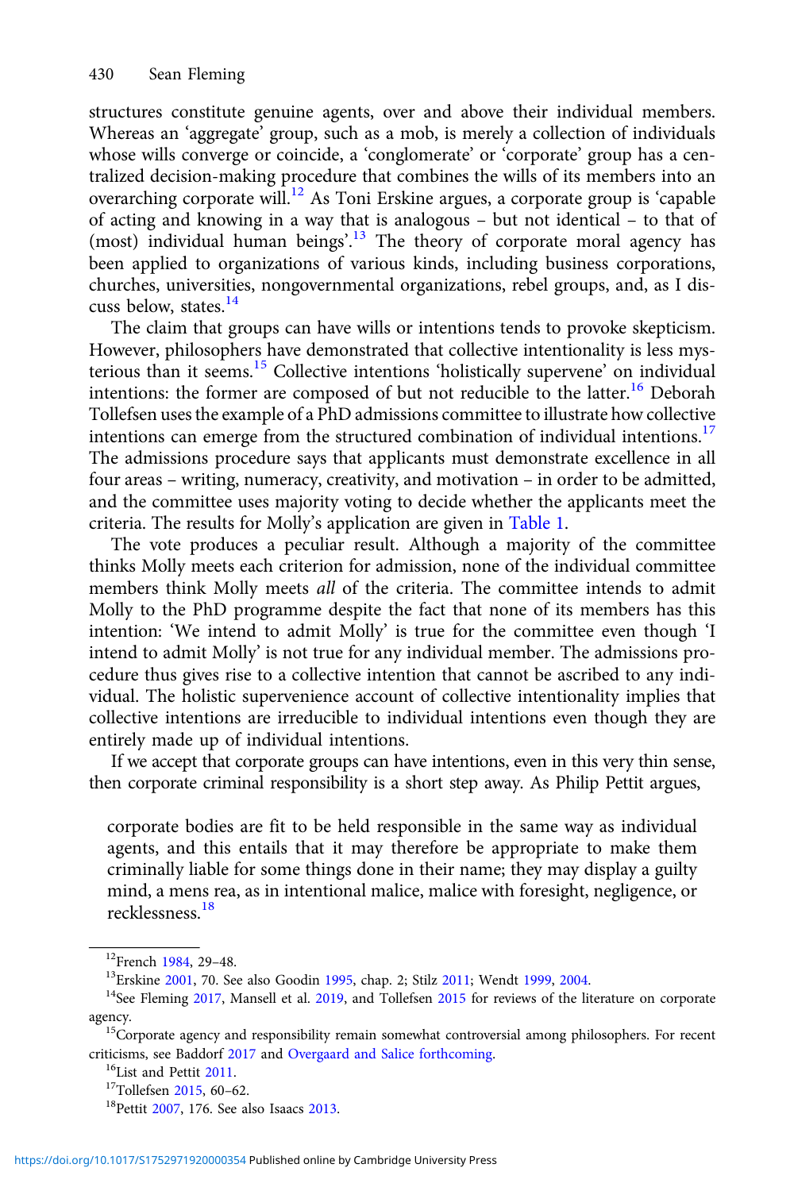structures constitute genuine agents, over and above their individual members. Whereas an 'aggregate' group, such as a mob, is merely a collection of individuals whose wills converge or coincide, a 'conglomerate' or 'corporate' group has a centralized decision-making procedure that combines the wills of its members into an overarching corporate will.[12] As Toni Erskine argues, a corporate group is 'capable of acting and knowing in a way that is analogous – but not identical – to that of (most) individual human beings'.[13] The theory of corporate moral agency has been applied to organizations of various kinds, including business corporations, churches, universities, nongovernmental organizations, rebel groups, and, as I discuss below, states.[14]

The claim that groups can have wills or intentions tends to provoke skepticism. However, philosophers have demonstrated that collective intentionality is less mysterious than it seems.[15] Collective intentions 'holistically supervene' on individual intentions: the former are composed of but not reducible to the latter.[16] Deborah Tollefsen uses the example of a PhD admissions committee to illustrate how collective intentions can emerge from the structured combination of individual intentions.[17] The admissions procedure says that applicants must demonstrate excellence in all four areas – writing, numeracy, creativity, and motivation – in order to be admitted, and the committee uses majority voting to decide whether the applicants meet the criteria. The results for Molly's application are given in Table 1.

The vote produces a peculiar result. Although a majority of the committee thinks Molly meets each criterion for admission, none of the individual committee members think Molly meets *all* of the criteria. The committee intends to admit Molly to the PhD programme despite the fact that none of its members has this intention: 'We intend to admit Molly' is true for the committee even though 'I intend to admit Molly' is not true for any individual member. The admissions procedure thus gives rise to a collective intention that cannot be ascribed to any individual. The holistic supervenience account of collective intentionality implies that collective intentions are irreducible to individual intentions even though they are entirely made up of individual intentions.

If we accept that corporate groups can have intentions, even in this very thin sense, then corporate criminal responsibility is a short step away. As Philip Pettit argues,

> corporate bodies are fit to be held responsible in the same way as individual agents, and this entails that it may therefore be appropriate to make them criminally liable for some things done in their name; they may display a guilty mind, a mens rea, as in intentional malice, malice with foresight, negligence, or recklessness.[18]

---

[12] French 1984, 29–48.

[13] Erskine 2001, 70. See also Goodin 1995, chap. 2; Stilz 2011; Wendt 1999, 2004.

[14] See Fleming 2017, Mansell et al. 2019, and Tollefsen 2015 for reviews of the literature on corporate agency.

[15] Corporate agency and responsibility remain somewhat controversial among philosophers. For recent criticisms, see Baddorf 2017 and Overgaard and Salice forthcoming.

[16] List and Pettit 2011.

[17] Tollefsen 2015, 60–62.

[18] Pettit 2007, 176. See also Isaacs 2013.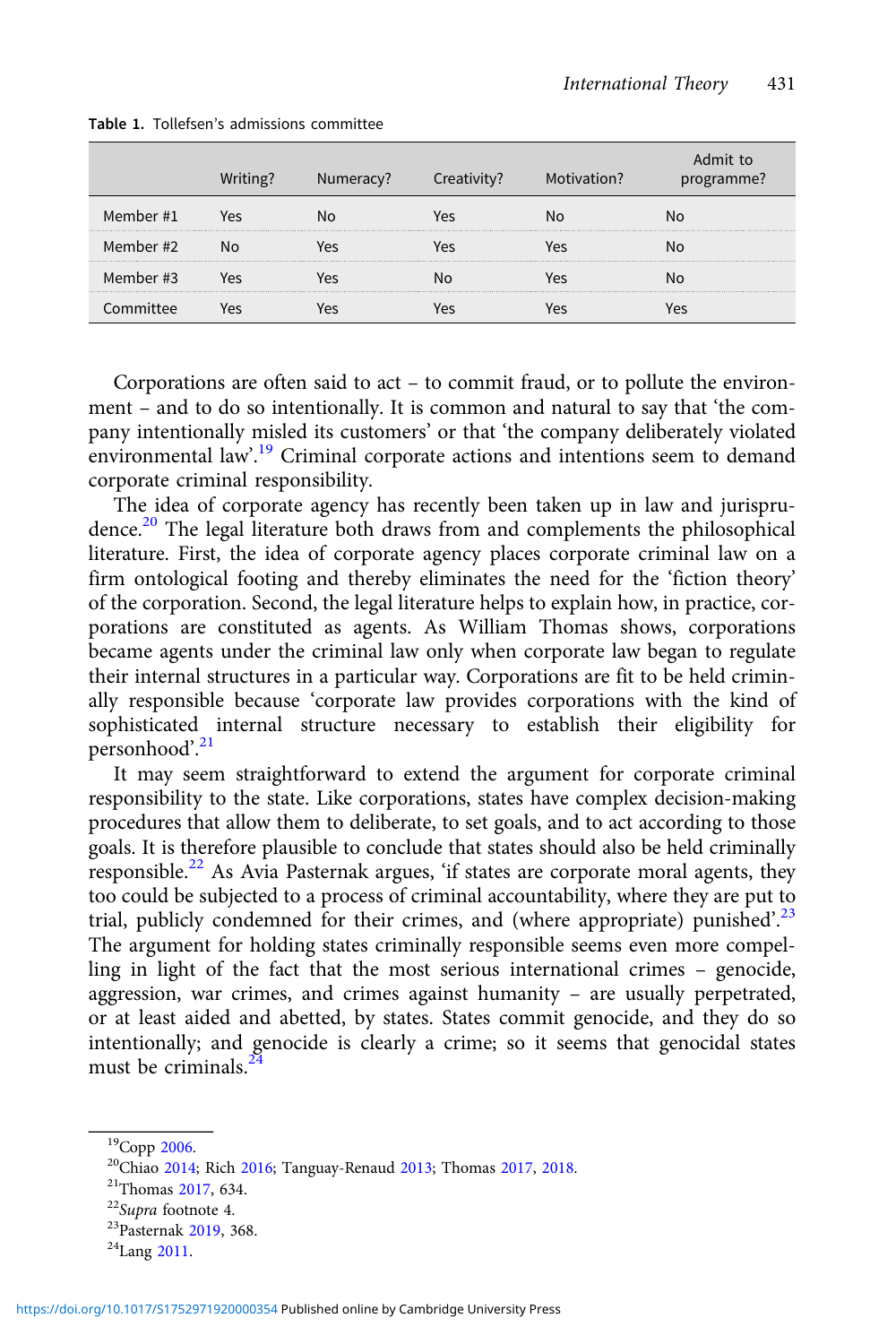Table 1. Tollefsen's admissions committee

| | Writing? | Numeracy? | Creativity? | Motivation? | Admit to programme? |
|---|---|---|---|---|---|
| Member #1 | Yes | No | Yes | No | No |
| Member #2 | No | Yes | Yes | Yes | No |
| Member #3 | Yes | Yes | No | Yes | No |
| Committee | Yes | Yes | Yes | Yes | Yes |

Corporations are often said to act – to commit fraud, or to pollute the environment – and to do so intentionally. It is common and natural to say that 'the company intentionally misled its customers' or that 'the company deliberately violated environmental law'.[19] Criminal corporate actions and intentions seem to demand corporate criminal responsibility.

The idea of corporate agency has recently been taken up in law and jurisprudence.[20] The legal literature both draws from and complements the philosophical literature. First, the idea of corporate agency places corporate criminal law on a firm ontological footing and thereby eliminates the need for the 'fiction theory' of the corporation. Second, the legal literature helps to explain how, in practice, corporations are constituted as agents. As William Thomas shows, corporations became agents under the criminal law only when corporate law began to regulate their internal structures in a particular way. Corporations are fit to be held criminally responsible because 'corporate law provides corporations with the kind of sophisticated internal structure necessary to establish their eligibility for personhood'.[21]

It may seem straightforward to extend the argument for corporate criminal responsibility to the state. Like corporations, states have complex decision-making procedures that allow them to deliberate, to set goals, and to act according to those goals. It is therefore plausible to conclude that states should also be held criminally responsible.[22] As Avia Pasternak argues, 'if states are corporate moral agents, they too could be subjected to a process of criminal accountability, where they are put to trial, publicly condemned for their crimes, and (where appropriate) punished'.[23] The argument for holding states criminally responsible seems even more compelling in light of the fact that the most serious international crimes – genocide, aggression, war crimes, and crimes against humanity – are usually perpetrated, or at least aided and abetted, by states. States commit genocide, and they do so intentionally; and genocide is clearly a crime; so it seems that genocidal states must be criminals.[24]

[19] Copp 2006.

[20] Chiao 2014; Rich 2016; Tanguay-Renaud 2013; Thomas 2017, 2018.

[21] Thomas 2017, 634.

[22] *Supra* footnote 4.

[23] Pasternak 2019, 368.

[24] Lang 2011.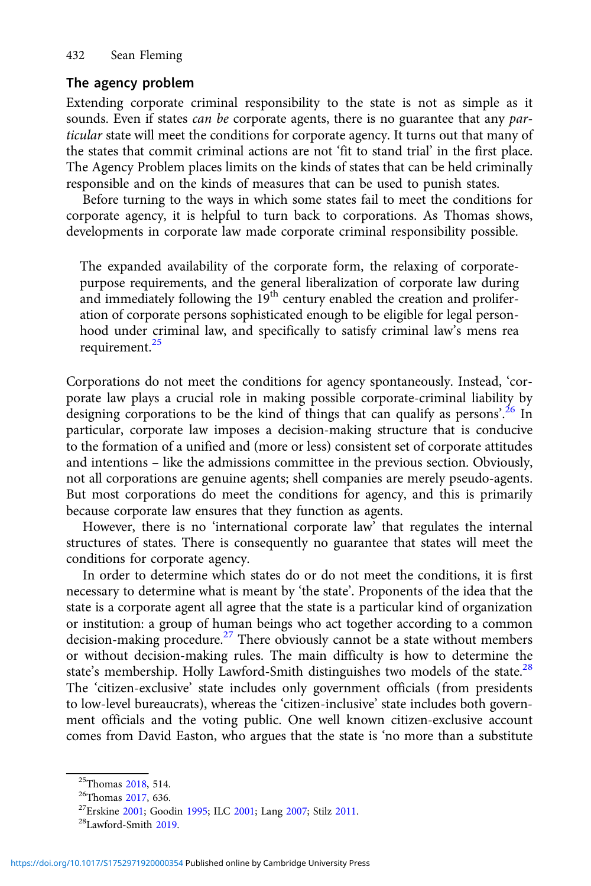## The agency problem

Extending corporate criminal responsibility to the state is not as simple as it sounds. Even if states *can be* corporate agents, there is no guarantee that any *particular* state will meet the conditions for corporate agency. It turns out that many of the states that commit criminal actions are not 'fit to stand trial' in the first place. The Agency Problem places limits on the kinds of states that can be held criminally responsible and on the kinds of measures that can be used to punish states.

Before turning to the ways in which some states fail to meet the conditions for corporate agency, it is helpful to turn back to corporations. As Thomas shows, developments in corporate law made corporate criminal responsibility possible.

> The expanded availability of the corporate form, the relaxing of corporate-purpose requirements, and the general liberalization of corporate law during and immediately following the 19th century enabled the creation and proliferation of corporate persons sophisticated enough to be eligible for legal personhood under criminal law, and specifically to satisfy criminal law's mens rea requirement.[25]

Corporations do not meet the conditions for agency spontaneously. Instead, 'corporate law plays a crucial role in making possible corporate-criminal liability by designing corporations to be the kind of things that can qualify as persons'.[26] In particular, corporate law imposes a decision-making structure that is conducive to the formation of a unified and (more or less) consistent set of corporate attitudes and intentions – like the admissions committee in the previous section. Obviously, not all corporations are genuine agents; shell companies are merely pseudo-agents. But most corporations do meet the conditions for agency, and this is primarily because corporate law ensures that they function as agents.

However, there is no 'international corporate law' that regulates the internal structures of states. There is consequently no guarantee that states will meet the conditions for corporate agency.

In order to determine which states do or do not meet the conditions, it is first necessary to determine what is meant by 'the state'. Proponents of the idea that the state is a corporate agent all agree that the state is a particular kind of organization or institution: a group of human beings who act together according to a common decision-making procedure.[27] There obviously cannot be a state without members or without decision-making rules. The main difficulty is how to determine the state's membership. Holly Lawford-Smith distinguishes two models of the state.[28] The 'citizen-exclusive' state includes only government officials (from presidents to low-level bureaucrats), whereas the 'citizen-inclusive' state includes both government officials and the voting public. One well known citizen-exclusive account comes from David Easton, who argues that the state is 'no more than a substitute

---

[25] Thomas 2018, 514.

[26] Thomas 2017, 636.

[27] Erskine 2001; Goodin 1995; ILC 2001; Lang 2007; Stilz 2011.

[28] Lawford-Smith 2019.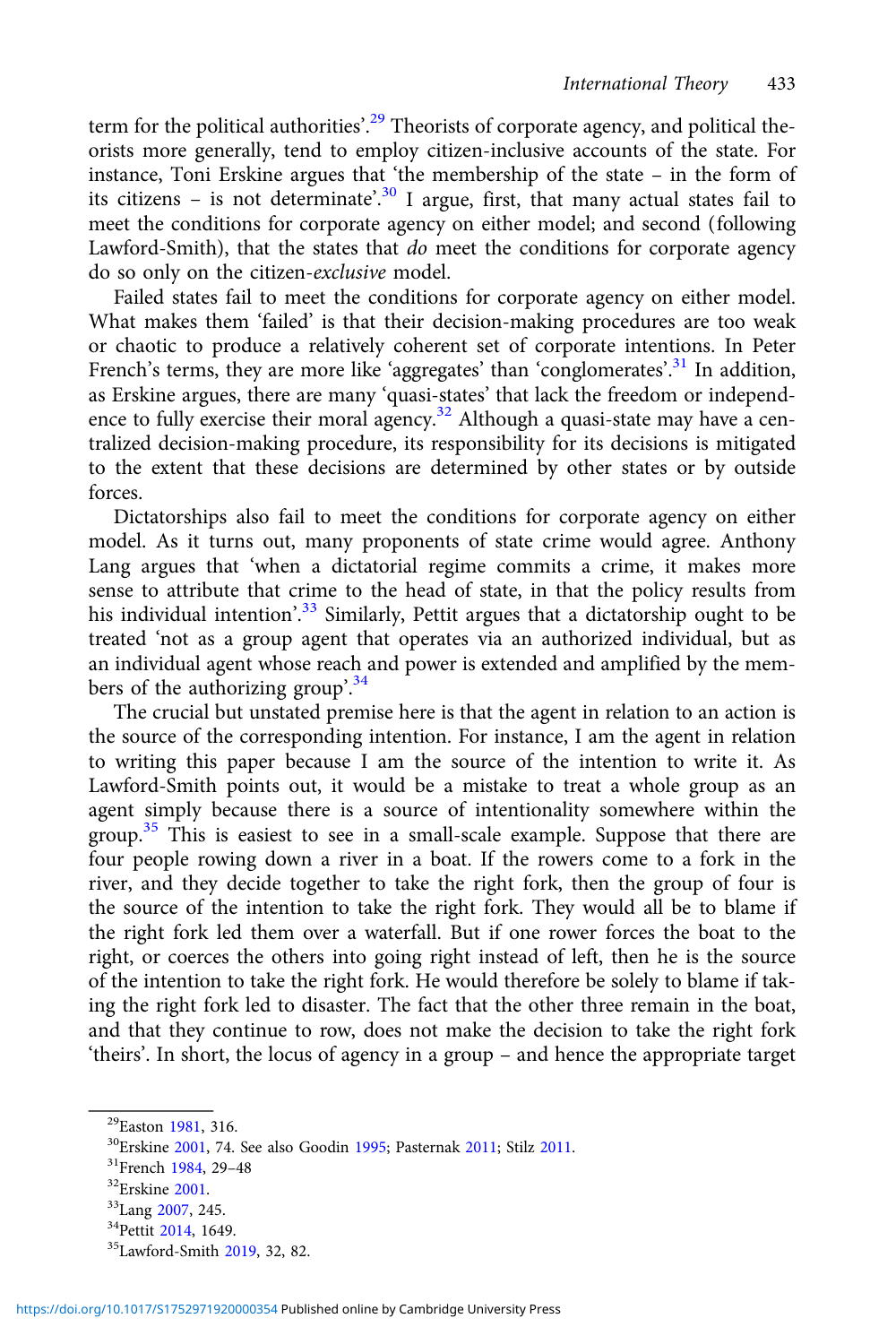term for the political authorities'.[29] Theorists of corporate agency, and political theorists more generally, tend to employ citizen-inclusive accounts of the state. For instance, Toni Erskine argues that 'the membership of the state – in the form of its citizens – is not determinate'.[30] I argue, first, that many actual states fail to meet the conditions for corporate agency on either model; and second (following Lawford-Smith), that the states that *do* meet the conditions for corporate agency do so only on the citizen-*exclusive* model.

Failed states fail to meet the conditions for corporate agency on either model. What makes them 'failed' is that their decision-making procedures are too weak or chaotic to produce a relatively coherent set of corporate intentions. In Peter French's terms, they are more like 'aggregates' than 'conglomerates'.[31] In addition, as Erskine argues, there are many 'quasi-states' that lack the freedom or independence to fully exercise their moral agency.[32] Although a quasi-state may have a centralized decision-making procedure, its responsibility for its decisions is mitigated to the extent that these decisions are determined by other states or by outside forces.

Dictatorships also fail to meet the conditions for corporate agency on either model. As it turns out, many proponents of state crime would agree. Anthony Lang argues that 'when a dictatorial regime commits a crime, it makes more sense to attribute that crime to the head of state, in that the policy results from his individual intention'.[33] Similarly, Pettit argues that a dictatorship ought to be treated 'not as a group agent that operates via an authorized individual, but as an individual agent whose reach and power is extended and amplified by the members of the authorizing group'.[34]

The crucial but unstated premise here is that the agent in relation to an action is the source of the corresponding intention. For instance, I am the agent in relation to writing this paper because I am the source of the intention to write it. As Lawford-Smith points out, it would be a mistake to treat a whole group as an agent simply because there is a source of intentionality somewhere within the group.[35] This is easiest to see in a small-scale example. Suppose that there are four people rowing down a river in a boat. If the rowers come to a fork in the river, and they decide together to take the right fork, then the group of four is the source of the intention to take the right fork. They would all be to blame if the right fork led them over a waterfall. But if one rower forces the boat to the right, or coerces the others into going right instead of left, then he is the source of the intention to take the right fork. He would therefore be solely to blame if taking the right fork led to disaster. The fact that the other three remain in the boat, and that they continue to row, does not make the decision to take the right fork 'theirs'. In short, the locus of agency in a group – and hence the appropriate target

[29] Easton 1981, 316.

[30] Erskine 2001, 74. See also Goodin 1995; Pasternak 2011; Stilz 2011.

[31] French 1984, 29–48

[32] Erskine 2001.

[33] Lang 2007, 245.

[34] Pettit 2014, 1649.

[35] Lawford-Smith 2019, 32, 82.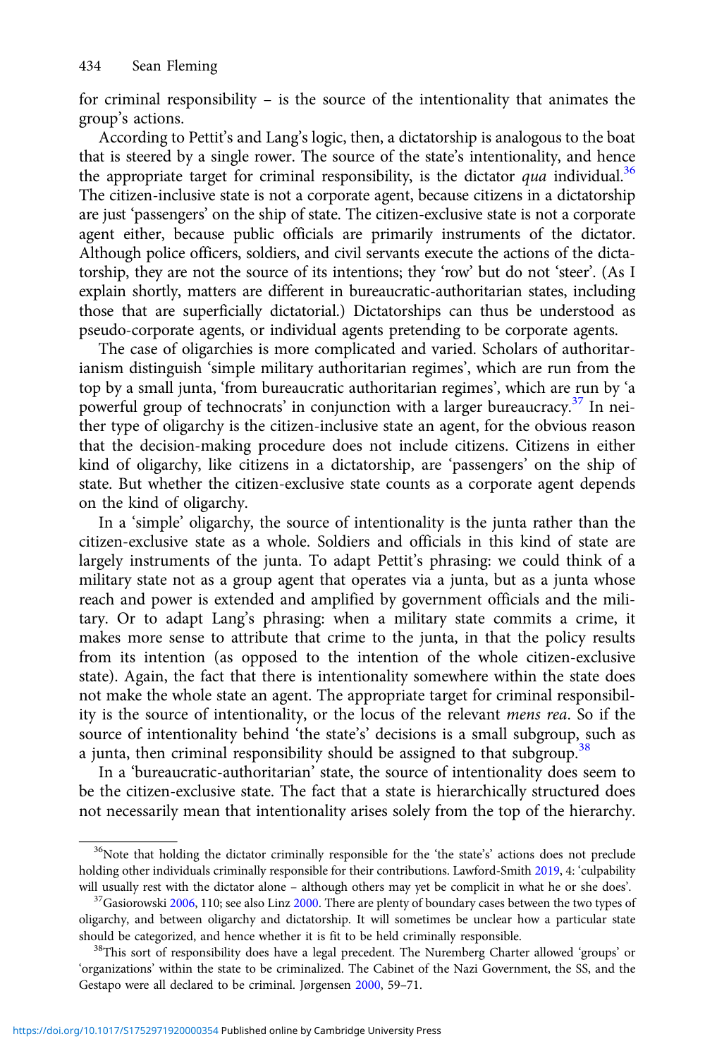for criminal responsibility – is the source of the intentionality that animates the group's actions.

According to Pettit's and Lang's logic, then, a dictatorship is analogous to the boat that is steered by a single rower. The source of the state's intentionality, and hence the appropriate target for criminal responsibility, is the dictator *qua* individual.[36] The citizen-inclusive state is not a corporate agent, because citizens in a dictatorship are just 'passengers' on the ship of state. The citizen-exclusive state is not a corporate agent either, because public officials are primarily instruments of the dictator. Although police officers, soldiers, and civil servants execute the actions of the dictatorship, they are not the source of its intentions; they 'row' but do not 'steer'. (As I explain shortly, matters are different in bureaucratic-authoritarian states, including those that are superficially dictatorial.) Dictatorships can thus be understood as pseudo-corporate agents, or individual agents pretending to be corporate agents.

The case of oligarchies is more complicated and varied. Scholars of authoritarianism distinguish 'simple military authoritarian regimes', which are run from the top by a small junta, 'from bureaucratic authoritarian regimes', which are run by 'a powerful group of technocrats' in conjunction with a larger bureaucracy.[37] In neither type of oligarchy is the citizen-inclusive state an agent, for the obvious reason that the decision-making procedure does not include citizens. Citizens in either kind of oligarchy, like citizens in a dictatorship, are 'passengers' on the ship of state. But whether the citizen-exclusive state counts as a corporate agent depends on the kind of oligarchy.

In a 'simple' oligarchy, the source of intentionality is the junta rather than the citizen-exclusive state as a whole. Soldiers and officials in this kind of state are largely instruments of the junta. To adapt Pettit's phrasing: we could think of a military state not as a group agent that operates via a junta, but as a junta whose reach and power is extended and amplified by government officials and the military. Or to adapt Lang's phrasing: when a military state commits a crime, it makes more sense to attribute that crime to the junta, in that the policy results from its intention (as opposed to the intention of the whole citizen-exclusive state). Again, the fact that there is intentionality somewhere within the state does not make the whole state an agent. The appropriate target for criminal responsibility is the source of intentionality, or the locus of the relevant *mens rea*. So if the source of intentionality behind 'the state's' decisions is a small subgroup, such as a junta, then criminal responsibility should be assigned to that subgroup.[38]

In a 'bureaucratic-authoritarian' state, the source of intentionality does seem to be the citizen-exclusive state. The fact that a state is hierarchically structured does not necessarily mean that intentionality arises solely from the top of the hierarchy.

---

[36] Note that holding the dictator criminally responsible for the 'the state's' actions does not preclude holding other individuals criminally responsible for their contributions. Lawford-Smith 2019, 4: 'culpability will usually rest with the dictator alone – although others may yet be complicit in what he or she does'.

[37] Gasiorowski 2006, 110; see also Linz 2000. There are plenty of boundary cases between the two types of oligarchy, and between oligarchy and dictatorship. It will sometimes be unclear how a particular state should be categorized, and hence whether it is fit to be held criminally responsible.

[38] This sort of responsibility does have a legal precedent. The Nuremberg Charter allowed 'groups' or 'organizations' within the state to be criminalized. The Cabinet of the Nazi Government, the SS, and the Gestapo were all declared to be criminal. Jørgensen 2000, 59–71.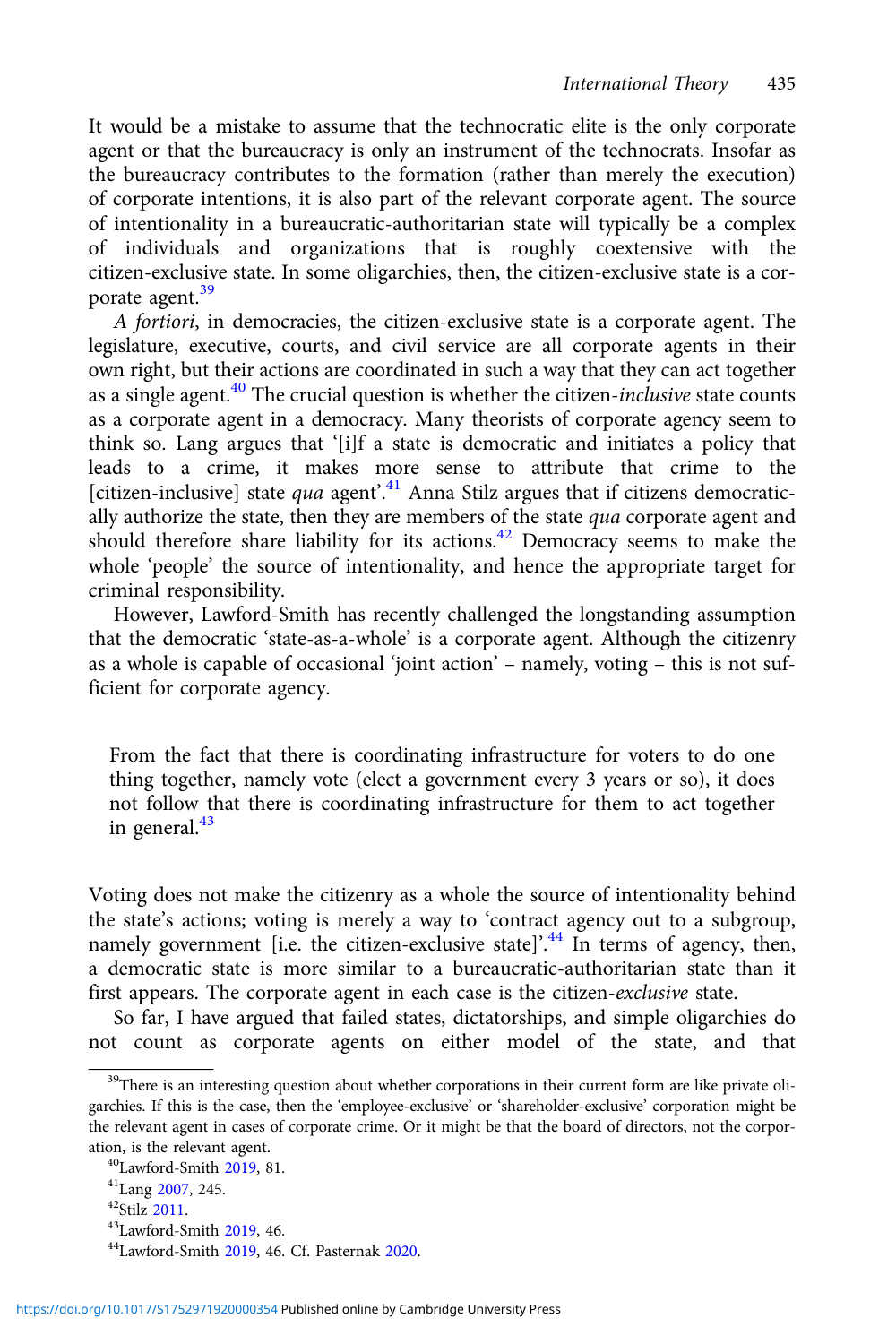It would be a mistake to assume that the technocratic elite is the only corporate agent or that the bureaucracy is only an instrument of the technocrats. Insofar as the bureaucracy contributes to the formation (rather than merely the execution) of corporate intentions, it is also part of the relevant corporate agent. The source of intentionality in a bureaucratic-authoritarian state will typically be a complex of individuals and organizations that is roughly coextensive with the citizen-exclusive state. In some oligarchies, then, the citizen-exclusive state is a corporate agent.[39]

*A fortiori*, in democracies, the citizen-exclusive state is a corporate agent. The legislature, executive, courts, and civil service are all corporate agents in their own right, but their actions are coordinated in such a way that they can act together as a single agent.[40] The crucial question is whether the citizen-*inclusive* state counts as a corporate agent in a democracy. Many theorists of corporate agency seem to think so. Lang argues that '[i]f a state is democratic and initiates a policy that leads to a crime, it makes more sense to attribute that crime to the [citizen-inclusive] state *qua* agent'.[41] Anna Stilz argues that if citizens democratically authorize the state, then they are members of the state *qua* corporate agent and should therefore share liability for its actions.[42] Democracy seems to make the whole 'people' the source of intentionality, and hence the appropriate target for criminal responsibility.

However, Lawford-Smith has recently challenged the longstanding assumption that the democratic 'state-as-a-whole' is a corporate agent. Although the citizenry as a whole is capable of occasional 'joint action' – namely, voting – this is not sufficient for corporate agency.

> From the fact that there is coordinating infrastructure for voters to do one thing together, namely vote (elect a government every 3 years or so), it does not follow that there is coordinating infrastructure for them to act together in general.[43]

Voting does not make the citizenry as a whole the source of intentionality behind the state's actions; voting is merely a way to 'contract agency out to a subgroup, namely government [i.e. the citizen-exclusive state]'.[44] In terms of agency, then, a democratic state is more similar to a bureaucratic-authoritarian state than it first appears. The corporate agent in each case is the citizen-*exclusive* state.

So far, I have argued that failed states, dictatorships, and simple oligarchies do not count as corporate agents on either model of the state, and that

---

[39] There is an interesting question about whether corporations in their current form are like private oligarchies. If this is the case, then the 'employee-exclusive' or 'shareholder-exclusive' corporation might be the relevant agent in cases of corporate crime. Or it might be that the board of directors, not the corporation, is the relevant agent.

[40] Lawford-Smith 2019, 81.

[41] Lang 2007, 245.

[42] Stilz 2011.

[43] Lawford-Smith 2019, 46.

[44] Lawford-Smith 2019, 46. Cf. Pasternak 2020.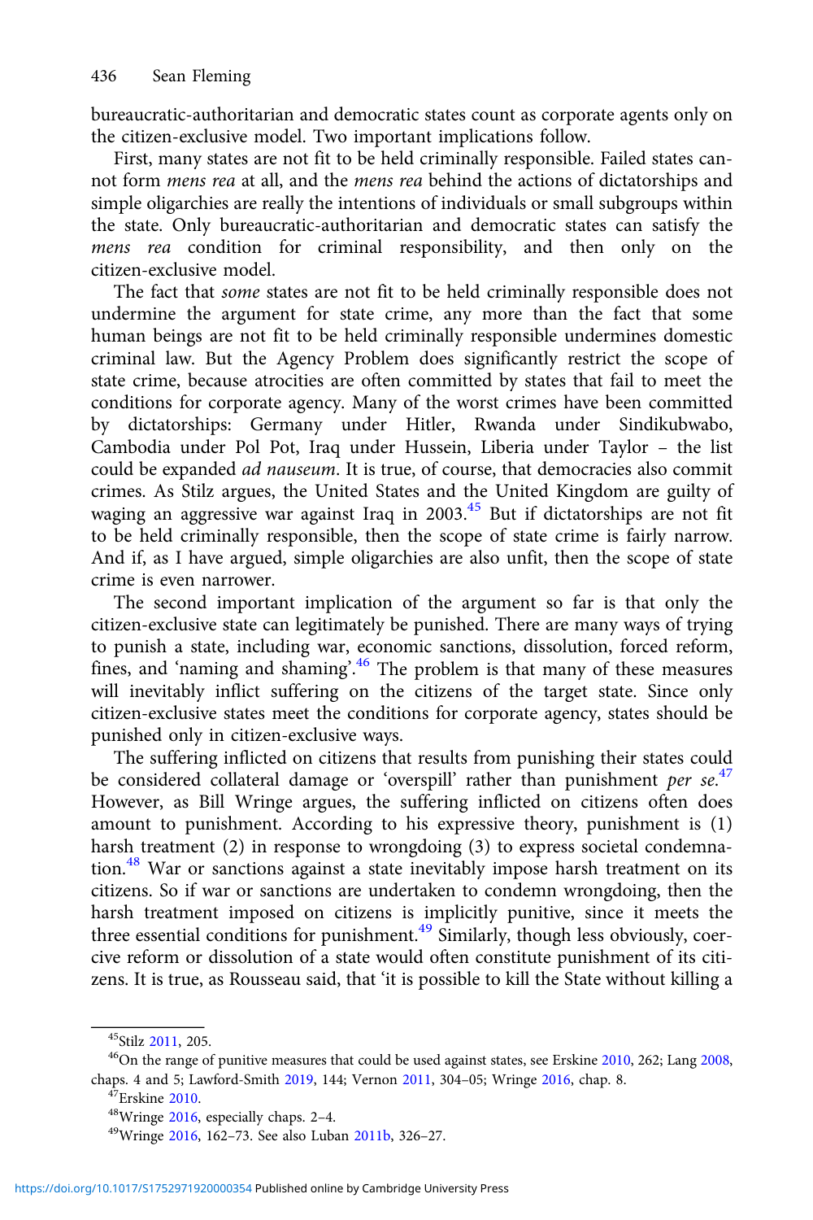bureaucratic-authoritarian and democratic states count as corporate agents only on the citizen-exclusive model. Two important implications follow.

First, many states are not fit to be held criminally responsible. Failed states cannot form *mens rea* at all, and the *mens rea* behind the actions of dictatorships and simple oligarchies are really the intentions of individuals or small subgroups within the state. Only bureaucratic-authoritarian and democratic states can satisfy the *mens rea* condition for criminal responsibility, and then only on the citizen-exclusive model.

The fact that *some* states are not fit to be held criminally responsible does not undermine the argument for state crime, any more than the fact that some human beings are not fit to be held criminally responsible undermines domestic criminal law. But the Agency Problem does significantly restrict the scope of state crime, because atrocities are often committed by states that fail to meet the conditions for corporate agency. Many of the worst crimes have been committed by dictatorships: Germany under Hitler, Rwanda under Sindikubwabo, Cambodia under Pol Pot, Iraq under Hussein, Liberia under Taylor – the list could be expanded *ad nauseum*. It is true, of course, that democracies also commit crimes. As Stilz argues, the United States and the United Kingdom are guilty of waging an aggressive war against Iraq in 2003.[45] But if dictatorships are not fit to be held criminally responsible, then the scope of state crime is fairly narrow. And if, as I have argued, simple oligarchies are also unfit, then the scope of state crime is even narrower.

The second important implication of the argument so far is that only the citizen-exclusive state can legitimately be punished. There are many ways of trying to punish a state, including war, economic sanctions, dissolution, forced reform, fines, and 'naming and shaming'.[46] The problem is that many of these measures will inevitably inflict suffering on the citizens of the target state. Since only citizen-exclusive states meet the conditions for corporate agency, states should be punished only in citizen-exclusive ways.

The suffering inflicted on citizens that results from punishing their states could be considered collateral damage or 'overspill' rather than punishment *per se*.[47] However, as Bill Wringe argues, the suffering inflicted on citizens often does amount to punishment. According to his expressive theory, punishment is (1) harsh treatment (2) in response to wrongdoing (3) to express societal condemnation.[48] War or sanctions against a state inevitably impose harsh treatment on its citizens. So if war or sanctions are undertaken to condemn wrongdoing, then the harsh treatment imposed on citizens is implicitly punitive, since it meets the three essential conditions for punishment.[49] Similarly, though less obviously, coercive reform or dissolution of a state would often constitute punishment of its citizens. It is true, as Rousseau said, that 'it is possible to kill the State without killing a

[45] Stilz 2011, 205.

[46] On the range of punitive measures that could be used against states, see Erskine 2010, 262; Lang 2008, chaps. 4 and 5; Lawford-Smith 2019, 144; Vernon 2011, 304–05; Wringe 2016, chap. 8.

[47] Erskine 2010.

[48] Wringe 2016, especially chaps. 2–4.

[49] Wringe 2016, 162–73. See also Luban 2011b, 326–27.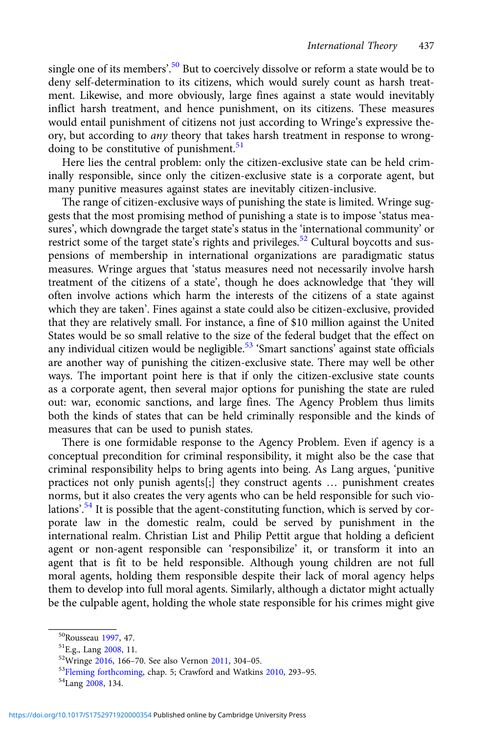single one of its members'.[50] But to coercively dissolve or reform a state would be to deny self-determination to its citizens, which would surely count as harsh treatment. Likewise, and more obviously, large fines against a state would inevitably inflict harsh treatment, and hence punishment, on its citizens. These measures would entail punishment of citizens not just according to Wringe's expressive theory, but according to *any* theory that takes harsh treatment in response to wrongdoing to be constitutive of punishment.[51]

Here lies the central problem: only the citizen-exclusive state can be held criminally responsible, since only the citizen-exclusive state is a corporate agent, but many punitive measures against states are inevitably citizen-inclusive.

The range of citizen-exclusive ways of punishing the state is limited. Wringe suggests that the most promising method of punishing a state is to impose 'status measures', which downgrade the target state's status in the 'international community' or restrict some of the target state's rights and privileges.[52] Cultural boycotts and suspensions of membership in international organizations are paradigmatic status measures. Wringe argues that 'status measures need not necessarily involve harsh treatment of the citizens of a state', though he does acknowledge that 'they will often involve actions which harm the interests of the citizens of a state against which they are taken'. Fines against a state could also be citizen-exclusive, provided that they are relatively small. For instance, a fine of $10 million against the United States would be so small relative to the size of the federal budget that the effect on any individual citizen would be negligible.[53] 'Smart sanctions' against state officials are another way of punishing the citizen-exclusive state. There may well be other ways. The important point here is that if only the citizen-exclusive state counts as a corporate agent, then several major options for punishing the state are ruled out: war, economic sanctions, and large fines. The Agency Problem thus limits both the kinds of states that can be held criminally responsible and the kinds of measures that can be used to punish states.

There is one formidable response to the Agency Problem. Even if agency is a conceptual precondition for criminal responsibility, it might also be the case that criminal responsibility helps to bring agents into being. As Lang argues, 'punitive practices not only punish agents[;] they construct agents … punishment creates norms, but it also creates the very agents who can be held responsible for such violations'.[54] It is possible that the agent-constituting function, which is served by corporate law in the domestic realm, could be served by punishment in the international realm. Christian List and Philip Pettit argue that holding a deficient agent or non-agent responsible can 'responsibilize' it, or transform it into an agent that is fit to be held responsible. Although young children are not full moral agents, holding them responsible despite their lack of moral agency helps them to develop into full moral agents. Similarly, although a dictator might actually be the culpable agent, holding the whole state responsible for his crimes might give

[50] Rousseau 1997, 47.

[51] E.g., Lang 2008, 11.

[52] Wringe 2016, 166–70. See also Vernon 2011, 304–05.

[53] Fleming forthcoming, chap. 5; Crawford and Watkins 2010, 293–95.

[54] Lang 2008, 134.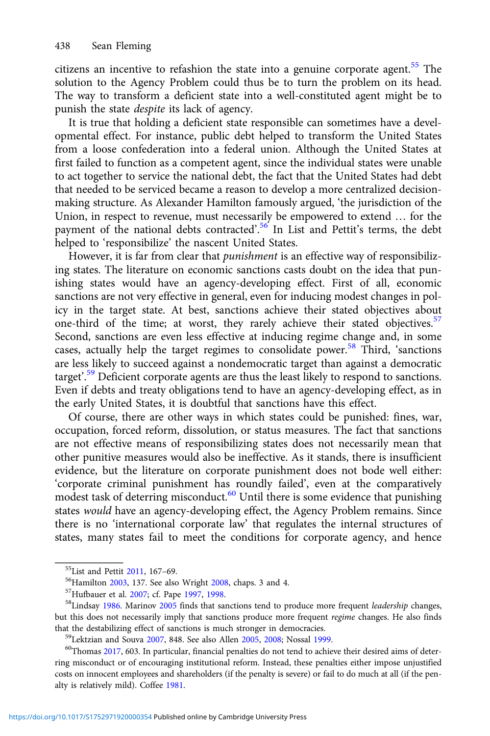citizens an incentive to refashion the state into a genuine corporate agent.[55] The solution to the Agency Problem could thus be to turn the problem on its head. The way to transform a deficient state into a well-constituted agent might be to punish the state *despite* its lack of agency.

It is true that holding a deficient state responsible can sometimes have a developmental effect. For instance, public debt helped to transform the United States from a loose confederation into a federal union. Although the United States at first failed to function as a competent agent, since the individual states were unable to act together to service the national debt, the fact that the United States had debt that needed to be serviced became a reason to develop a more centralized decision-making structure. As Alexander Hamilton famously argued, 'the jurisdiction of the Union, in respect to revenue, must necessarily be empowered to extend … for the payment of the national debts contracted'.[56] In List and Pettit's terms, the debt helped to 'responsibilize' the nascent United States.

However, it is far from clear that *punishment* is an effective way of responsibilizing states. The literature on economic sanctions casts doubt on the idea that punishing states would have an agency-developing effect. First of all, economic sanctions are not very effective in general, even for inducing modest changes in policy in the target state. At best, sanctions achieve their stated objectives about one-third of the time; at worst, they rarely achieve their stated objectives.[57] Second, sanctions are even less effective at inducing regime change and, in some cases, actually help the target regimes to consolidate power.[58] Third, 'sanctions are less likely to succeed against a nondemocratic target than against a democratic target'.[59] Deficient corporate agents are thus the least likely to respond to sanctions. Even if debts and treaty obligations tend to have an agency-developing effect, as in the early United States, it is doubtful that sanctions have this effect.

Of course, there are other ways in which states could be punished: fines, war, occupation, forced reform, dissolution, or status measures. The fact that sanctions are not effective means of responsibilizing states does not necessarily mean that other punitive measures would also be ineffective. As it stands, there is insufficient evidence, but the literature on corporate punishment does not bode well either: 'corporate criminal punishment has roundly failed', even at the comparatively modest task of deterring misconduct.[60] Until there is some evidence that punishing states *would* have an agency-developing effect, the Agency Problem remains. Since there is no 'international corporate law' that regulates the internal structures of states, many states fail to meet the conditions for corporate agency, and hence

[55] List and Pettit 2011, 167–69.

[56] Hamilton 2003, 137. See also Wright 2008, chaps. 3 and 4.

[57] Hufbauer et al. 2007; cf. Pape 1997, 1998.

[58] Lindsay 1986. Marinov 2005 finds that sanctions tend to produce more frequent *leadership* changes, but this does not necessarily imply that sanctions produce more frequent *regime* changes. He also finds that the destabilizing effect of sanctions is much stronger in democracies.

[59] Lektzian and Souva 2007, 848. See also Allen 2005, 2008; Nossal 1999.

[60] Thomas 2017, 603. In particular, financial penalties do not tend to achieve their desired aims of deterring misconduct or of encouraging institutional reform. Instead, these penalties either impose unjustified costs on innocent employees and shareholders (if the penalty is severe) or fail to do much at all (if the penalty is relatively mild). Coffee 1981.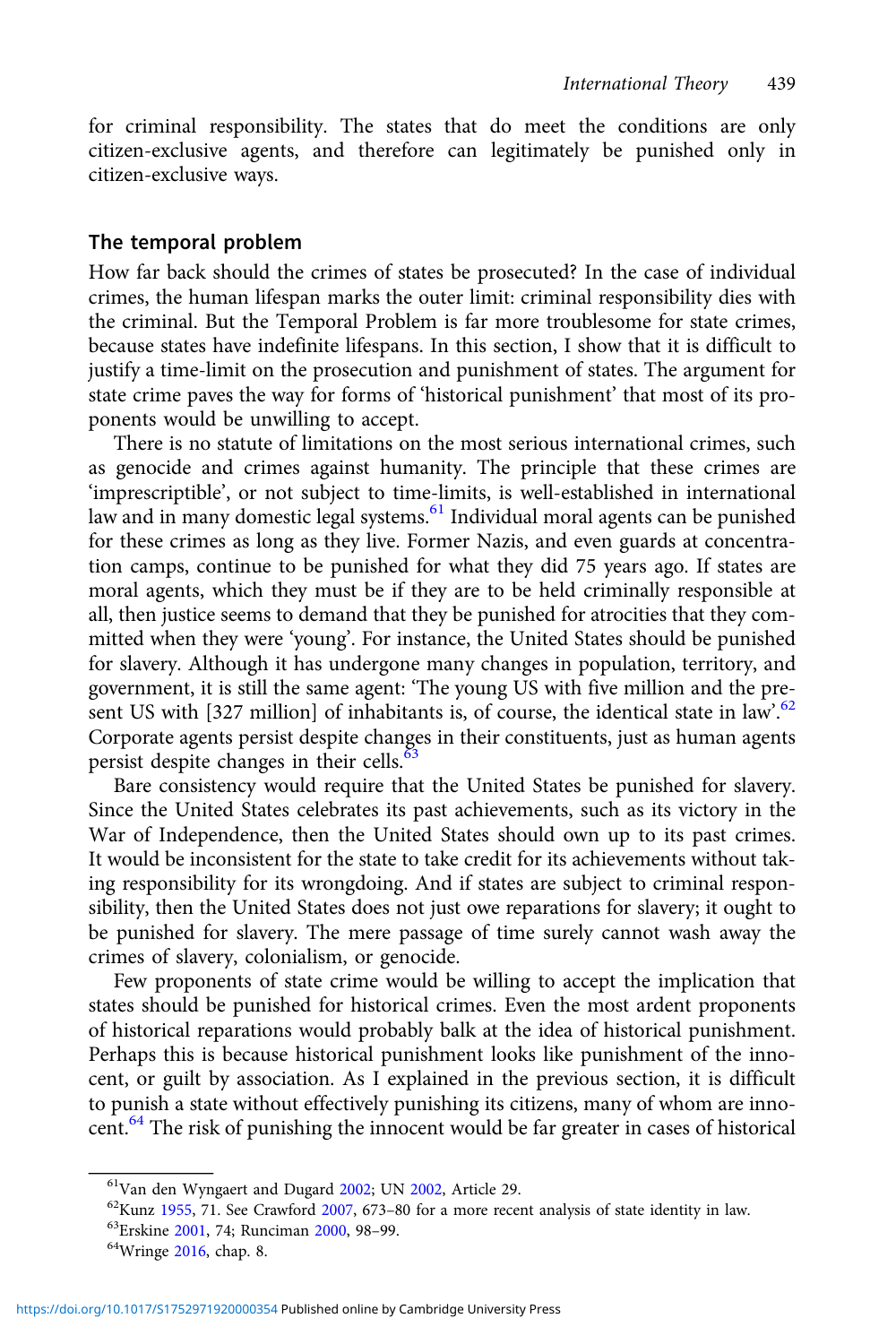for criminal responsibility. The states that do meet the conditions are only citizen-exclusive agents, and therefore can legitimately be punished only in citizen-exclusive ways.

## The temporal problem

How far back should the crimes of states be prosecuted? In the case of individual crimes, the human lifespan marks the outer limit: criminal responsibility dies with the criminal. But the Temporal Problem is far more troublesome for state crimes, because states have indefinite lifespans. In this section, I show that it is difficult to justify a time-limit on the prosecution and punishment of states. The argument for state crime paves the way for forms of 'historical punishment' that most of its proponents would be unwilling to accept.

There is no statute of limitations on the most serious international crimes, such as genocide and crimes against humanity. The principle that these crimes are 'imprescriptible', or not subject to time-limits, is well-established in international law and in many domestic legal systems.[61] Individual moral agents can be punished for these crimes as long as they live. Former Nazis, and even guards at concentration camps, continue to be punished for what they did 75 years ago. If states are moral agents, which they must be if they are to be held criminally responsible at all, then justice seems to demand that they be punished for atrocities that they committed when they were 'young'. For instance, the United States should be punished for slavery. Although it has undergone many changes in population, territory, and government, it is still the same agent: 'The young US with five million and the present US with [327 million] of inhabitants is, of course, the identical state in law'.[62] Corporate agents persist despite changes in their constituents, just as human agents persist despite changes in their cells.[63]

Bare consistency would require that the United States be punished for slavery. Since the United States celebrates its past achievements, such as its victory in the War of Independence, then the United States should own up to its past crimes. It would be inconsistent for the state to take credit for its achievements without taking responsibility for its wrongdoing. And if states are subject to criminal responsibility, then the United States does not just owe reparations for slavery; it ought to be punished for slavery. The mere passage of time surely cannot wash away the crimes of slavery, colonialism, or genocide.

Few proponents of state crime would be willing to accept the implication that states should be punished for historical crimes. Even the most ardent proponents of historical reparations would probably balk at the idea of historical punishment. Perhaps this is because historical punishment looks like punishment of the innocent, or guilt by association. As I explained in the previous section, it is difficult to punish a state without effectively punishing its citizens, many of whom are innocent.[64] The risk of punishing the innocent would be far greater in cases of historical

[61] Van den Wyngaert and Dugard 2002; UN 2002, Article 29.

[62] Kunz 1955, 71. See Crawford 2007, 673–80 for a more recent analysis of state identity in law.

[63] Erskine 2001, 74; Runciman 2000, 98–99.

[64] Wringe 2016, chap. 8.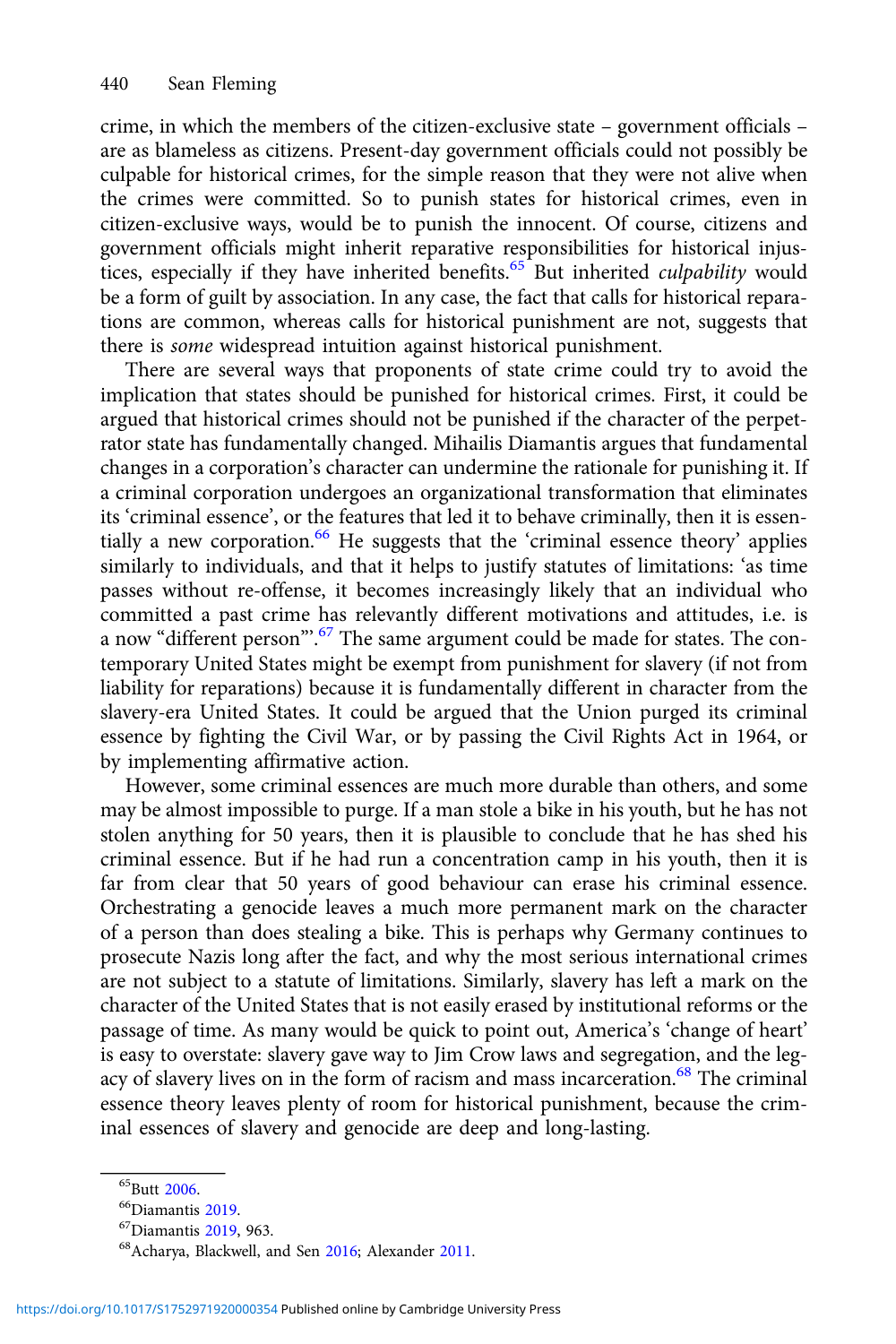crime, in which the members of the citizen-exclusive state – government officials – are as blameless as citizens. Present-day government officials could not possibly be culpable for historical crimes, for the simple reason that they were not alive when the crimes were committed. So to punish states for historical crimes, even in citizen-exclusive ways, would be to punish the innocent. Of course, citizens and government officials might inherit reparative responsibilities for historical injustices, especially if they have inherited benefits.[65] But inherited *culpability* would be a form of guilt by association. In any case, the fact that calls for historical reparations are common, whereas calls for historical punishment are not, suggests that there is *some* widespread intuition against historical punishment.

There are several ways that proponents of state crime could try to avoid the implication that states should be punished for historical crimes. First, it could be argued that historical crimes should not be punished if the character of the perpetrator state has fundamentally changed. Mihailis Diamantis argues that fundamental changes in a corporation's character can undermine the rationale for punishing it. If a criminal corporation undergoes an organizational transformation that eliminates its 'criminal essence', or the features that led it to behave criminally, then it is essentially a new corporation.[66] He suggests that the 'criminal essence theory' applies similarly to individuals, and that it helps to justify statutes of limitations: 'as time passes without re-offense, it becomes increasingly likely that an individual who committed a past crime has relevantly different motivations and attitudes, i.e. is a now "different person"'.[67] The same argument could be made for states. The contemporary United States might be exempt from punishment for slavery (if not from liability for reparations) because it is fundamentally different in character from the slavery-era United States. It could be argued that the Union purged its criminal essence by fighting the Civil War, or by passing the Civil Rights Act in 1964, or by implementing affirmative action.

However, some criminal essences are much more durable than others, and some may be almost impossible to purge. If a man stole a bike in his youth, but he has not stolen anything for 50 years, then it is plausible to conclude that he has shed his criminal essence. But if he had run a concentration camp in his youth, then it is far from clear that 50 years of good behaviour can erase his criminal essence. Orchestrating a genocide leaves a much more permanent mark on the character of a person than does stealing a bike. This is perhaps why Germany continues to prosecute Nazis long after the fact, and why the most serious international crimes are not subject to a statute of limitations. Similarly, slavery has left a mark on the character of the United States that is not easily erased by institutional reforms or the passage of time. As many would be quick to point out, America's 'change of heart' is easy to overstate: slavery gave way to Jim Crow laws and segregation, and the legacy of slavery lives on in the form of racism and mass incarceration.[68] The criminal essence theory leaves plenty of room for historical punishment, because the criminal essences of slavery and genocide are deep and long-lasting.

[65] Butt 2006.

[66] Diamantis 2019.

[67] Diamantis 2019, 963.

[68] Acharya, Blackwell, and Sen 2016; Alexander 2011.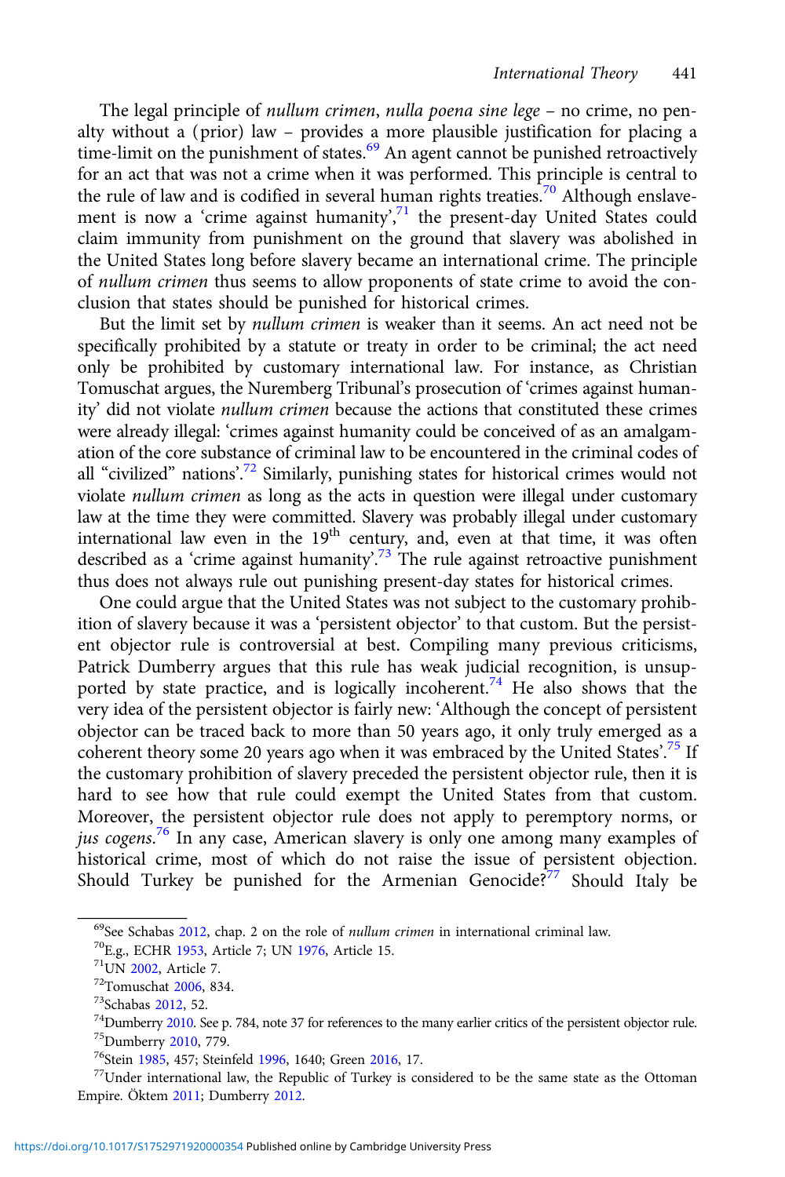The legal principle of *nullum crimen*, *nulla poena sine lege* – no crime, no penalty without a (prior) law – provides a more plausible justification for placing a time-limit on the punishment of states.[69] An agent cannot be punished retroactively for an act that was not a crime when it was performed. This principle is central to the rule of law and is codified in several human rights treaties.[70] Although enslavement is now a 'crime against humanity',[71] the present-day United States could claim immunity from punishment on the ground that slavery was abolished in the United States long before slavery became an international crime. The principle of *nullum crimen* thus seems to allow proponents of state crime to avoid the conclusion that states should be punished for historical crimes.

But the limit set by *nullum crimen* is weaker than it seems. An act need not be specifically prohibited by a statute or treaty in order to be criminal; the act need only be prohibited by customary international law. For instance, as Christian Tomuschat argues, the Nuremberg Tribunal's prosecution of 'crimes against humanity' did not violate *nullum crimen* because the actions that constituted these crimes were already illegal: 'crimes against humanity could be conceived of as an amalgamation of the core substance of criminal law to be encountered in the criminal codes of all "civilized" nations'.[72] Similarly, punishing states for historical crimes would not violate *nullum crimen* as long as the acts in question were illegal under customary law at the time they were committed. Slavery was probably illegal under customary international law even in the 19th century, and, even at that time, it was often described as a 'crime against humanity'.[73] The rule against retroactive punishment thus does not always rule out punishing present-day states for historical crimes.

One could argue that the United States was not subject to the customary prohibition of slavery because it was a 'persistent objector' to that custom. But the persistent objector rule is controversial at best. Compiling many previous criticisms, Patrick Dumberry argues that this rule has weak judicial recognition, is unsupported by state practice, and is logically incoherent.[74] He also shows that the very idea of the persistent objector is fairly new: 'Although the concept of persistent objector can be traced back to more than 50 years ago, it only truly emerged as a coherent theory some 20 years ago when it was embraced by the United States'.[75] If the customary prohibition of slavery preceded the persistent objector rule, then it is hard to see how that rule could exempt the United States from that custom. Moreover, the persistent objector rule does not apply to peremptory norms, or *jus cogens*.[76] In any case, American slavery is only one among many examples of historical crime, most of which do not raise the issue of persistent objection. Should Turkey be punished for the Armenian Genocide?[77] Should Italy be

[69]See Schabas 2012, chap. 2 on the role of *nullum crimen* in international criminal law.

[70]E.g., ECHR 1953, Article 7; UN 1976, Article 15.

[71]UN 2002, Article 7.

[72]Tomuschat 2006, 834.

[73]Schabas 2012, 52.

[74]Dumberry 2010. See p. 784, note 37 for references to the many earlier critics of the persistent objector rule.

[75]Dumberry 2010, 779.

[76]Stein 1985, 457; Steinfeld 1996, 1640; Green 2016, 17.

[77]Under international law, the Republic of Turkey is considered to be the same state as the Ottoman Empire. Öktem 2011; Dumberry 2012.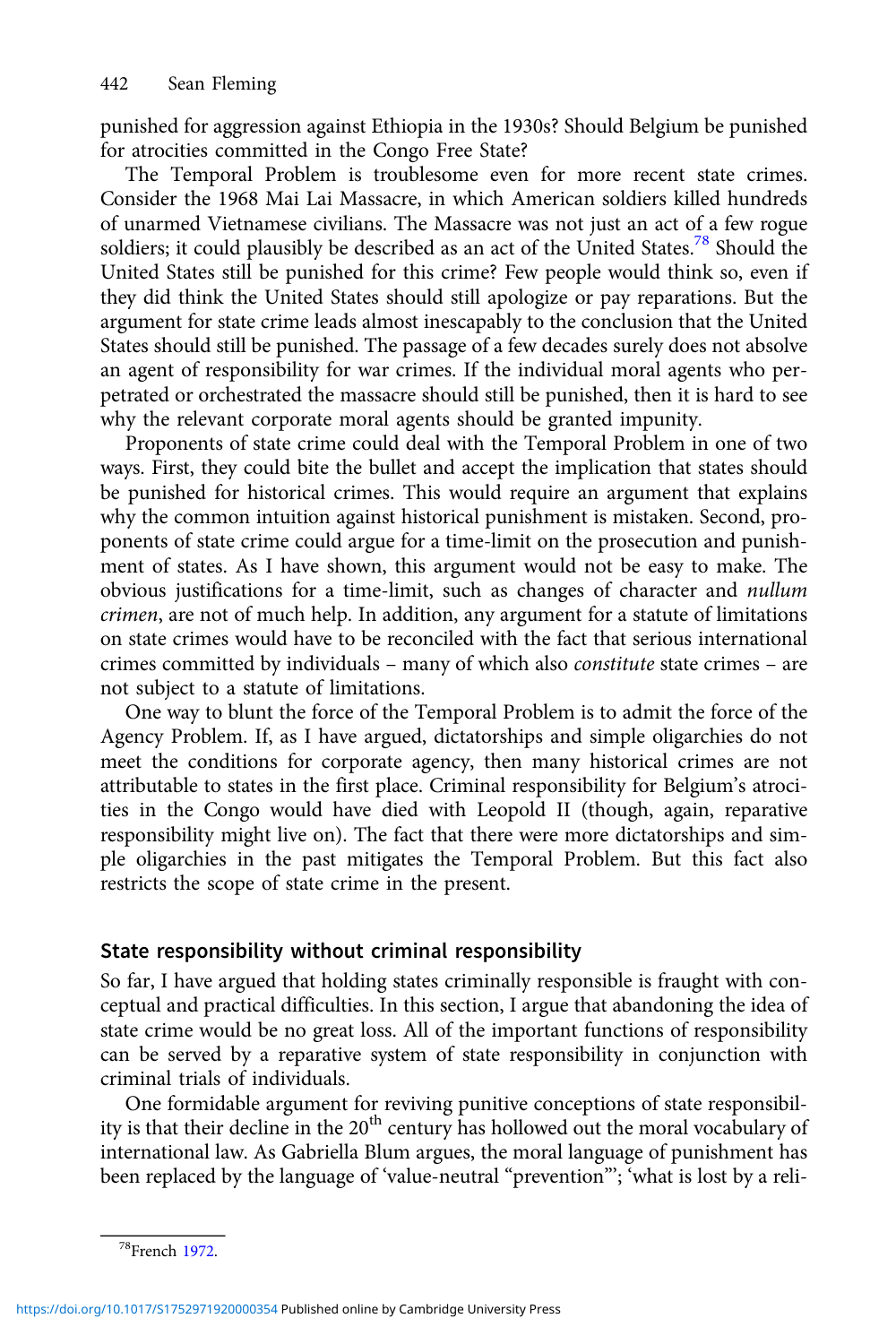punished for aggression against Ethiopia in the 1930s? Should Belgium be punished for atrocities committed in the Congo Free State?

The Temporal Problem is troublesome even for more recent state crimes. Consider the 1968 Mai Lai Massacre, in which American soldiers killed hundreds of unarmed Vietnamese civilians. The Massacre was not just an act of a few rogue soldiers; it could plausibly be described as an act of the United States.[78] Should the United States still be punished for this crime? Few people would think so, even if they did think the United States should still apologize or pay reparations. But the argument for state crime leads almost inescapably to the conclusion that the United States should still be punished. The passage of a few decades surely does not absolve an agent of responsibility for war crimes. If the individual moral agents who perpetrated or orchestrated the massacre should still be punished, then it is hard to see why the relevant corporate moral agents should be granted impunity.

Proponents of state crime could deal with the Temporal Problem in one of two ways. First, they could bite the bullet and accept the implication that states should be punished for historical crimes. This would require an argument that explains why the common intuition against historical punishment is mistaken. Second, proponents of state crime could argue for a time-limit on the prosecution and punishment of states. As I have shown, this argument would not be easy to make. The obvious justifications for a time-limit, such as changes of character and *nullum crimen*, are not of much help. In addition, any argument for a statute of limitations on state crimes would have to be reconciled with the fact that serious international crimes committed by individuals – many of which also *constitute* state crimes – are not subject to a statute of limitations.

One way to blunt the force of the Temporal Problem is to admit the force of the Agency Problem. If, as I have argued, dictatorships and simple oligarchies do not meet the conditions for corporate agency, then many historical crimes are not attributable to states in the first place. Criminal responsibility for Belgium's atrocities in the Congo would have died with Leopold II (though, again, reparative responsibility might live on). The fact that there were more dictatorships and simple oligarchies in the past mitigates the Temporal Problem. But this fact also restricts the scope of state crime in the present.

## State responsibility without criminal responsibility

So far, I have argued that holding states criminally responsible is fraught with conceptual and practical difficulties. In this section, I argue that abandoning the idea of state crime would be no great loss. All of the important functions of responsibility can be served by a reparative system of state responsibility in conjunction with criminal trials of individuals.

One formidable argument for reviving punitive conceptions of state responsibility is that their decline in the 20th century has hollowed out the moral vocabulary of international law. As Gabriella Blum argues, the moral language of punishment has been replaced by the language of 'value-neutral "prevention"'; 'what is lost by a reli-

---

[78] French 1972.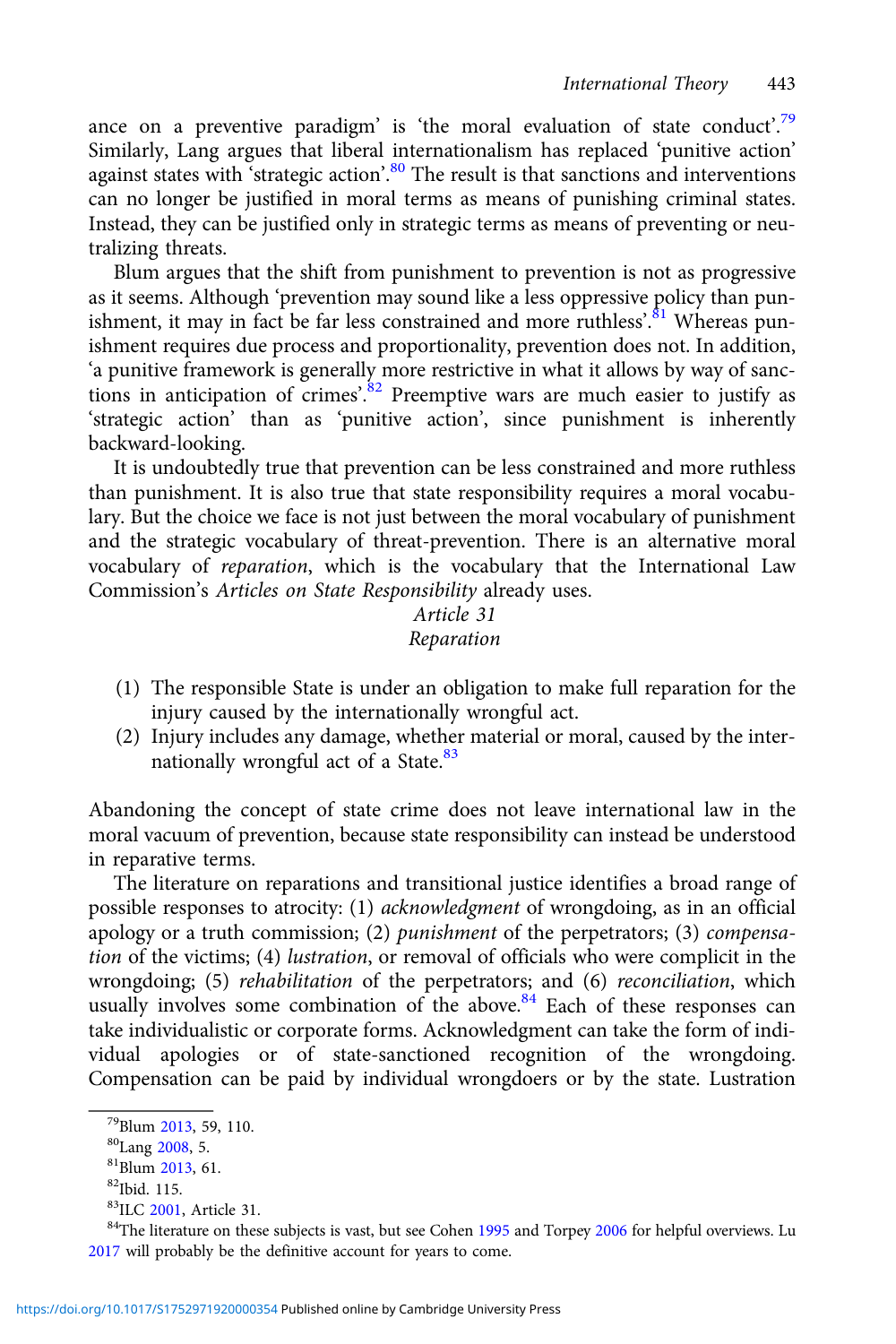ance on a preventive paradigm' is 'the moral evaluation of state conduct'.[79] Similarly, Lang argues that liberal internationalism has replaced 'punitive action' against states with 'strategic action'.[80] The result is that sanctions and interventions can no longer be justified in moral terms as means of punishing criminal states. Instead, they can be justified only in strategic terms as means of preventing or neutralizing threats.

Blum argues that the shift from punishment to prevention is not as progressive as it seems. Although 'prevention may sound like a less oppressive policy than punishment, it may in fact be far less constrained and more ruthless'.[81] Whereas punishment requires due process and proportionality, prevention does not. In addition, 'a punitive framework is generally more restrictive in what it allows by way of sanctions in anticipation of crimes'.[82] Preemptive wars are much easier to justify as 'strategic action' than as 'punitive action', since punishment is inherently backward-looking.

It is undoubtedly true that prevention can be less constrained and more ruthless than punishment. It is also true that state responsibility requires a moral vocabulary. But the choice we face is not just between the moral vocabulary of punishment and the strategic vocabulary of threat-prevention. There is an alternative moral vocabulary of *reparation*, which is the vocabulary that the International Law Commission's *Articles on State Responsibility* already uses.

*Article 31*
*Reparation*

(1) The responsible State is under an obligation to make full reparation for the injury caused by the internationally wrongful act.
(2) Injury includes any damage, whether material or moral, caused by the internationally wrongful act of a State.[83]

Abandoning the concept of state crime does not leave international law in the moral vacuum of prevention, because state responsibility can instead be understood in reparative terms.

The literature on reparations and transitional justice identifies a broad range of possible responses to atrocity: (1) *acknowledgment* of wrongdoing, as in an official apology or a truth commission; (2) *punishment* of the perpetrators; (3) *compensation* of the victims; (4) *lustration*, or removal of officials who were complicit in the wrongdoing; (5) *rehabilitation* of the perpetrators; and (6) *reconciliation*, which usually involves some combination of the above.[84] Each of these responses can take individualistic or corporate forms. Acknowledgment can take the form of individual apologies or of state-sanctioned recognition of the wrongdoing. Compensation can be paid by individual wrongdoers or by the state. Lustration

[79] Blum 2013, 59, 110.
[80] Lang 2008, 5.
[81] Blum 2013, 61.
[82] Ibid. 115.
[83] ILC 2001, Article 31.
[84] The literature on these subjects is vast, but see Cohen 1995 and Torpey 2006 for helpful overviews. Lu 2017 will probably be the definitive account for years to come.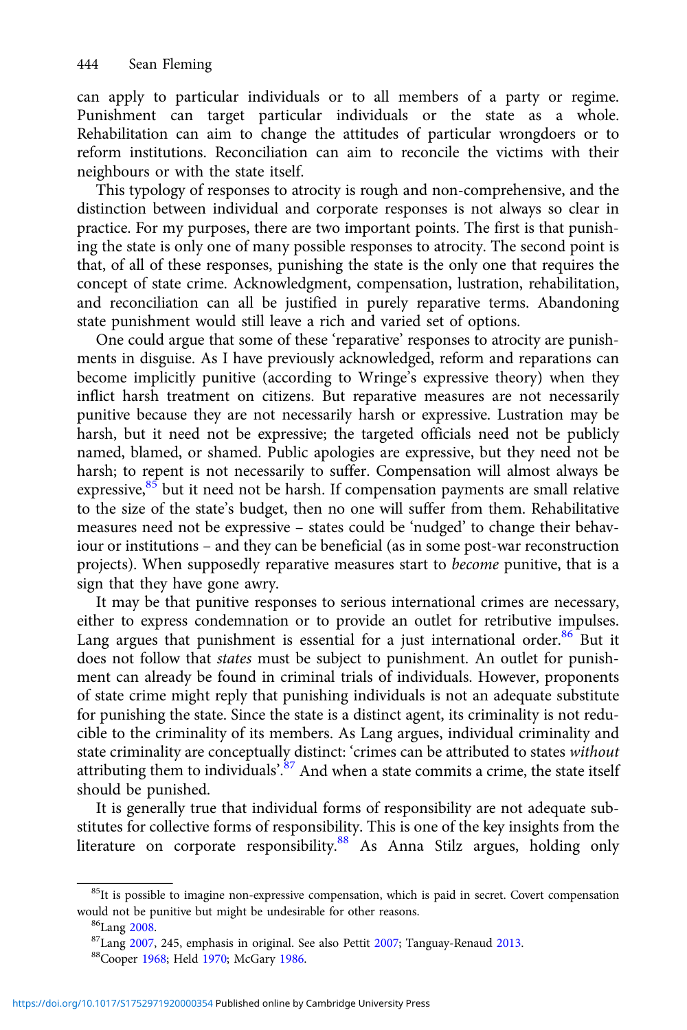can apply to particular individuals or to all members of a party or regime. Punishment can target particular individuals or the state as a whole. Rehabilitation can aim to change the attitudes of particular wrongdoers or to reform institutions. Reconciliation can aim to reconcile the victims with their neighbours or with the state itself.

This typology of responses to atrocity is rough and non-comprehensive, and the distinction between individual and corporate responses is not always so clear in practice. For my purposes, there are two important points. The first is that punishing the state is only one of many possible responses to atrocity. The second point is that, of all of these responses, punishing the state is the only one that requires the concept of state crime. Acknowledgment, compensation, lustration, rehabilitation, and reconciliation can all be justified in purely reparative terms. Abandoning state punishment would still leave a rich and varied set of options.

One could argue that some of these 'reparative' responses to atrocity are punishments in disguise. As I have previously acknowledged, reform and reparations can become implicitly punitive (according to Wringe's expressive theory) when they inflict harsh treatment on citizens. But reparative measures are not necessarily punitive because they are not necessarily harsh or expressive. Lustration may be harsh, but it need not be expressive; the targeted officials need not be publicly named, blamed, or shamed. Public apologies are expressive, but they need not be harsh; to repent is not necessarily to suffer. Compensation will almost always be expressive,[85] but it need not be harsh. If compensation payments are small relative to the size of the state's budget, then no one will suffer from them. Rehabilitative measures need not be expressive – states could be 'nudged' to change their behaviour or institutions – and they can be beneficial (as in some post-war reconstruction projects). When supposedly reparative measures start to *become* punitive, that is a sign that they have gone awry.

It may be that punitive responses to serious international crimes are necessary, either to express condemnation or to provide an outlet for retributive impulses. Lang argues that punishment is essential for a just international order.[86] But it does not follow that *states* must be subject to punishment. An outlet for punishment can already be found in criminal trials of individuals. However, proponents of state crime might reply that punishing individuals is not an adequate substitute for punishing the state. Since the state is a distinct agent, its criminality is not reducible to the criminality of its members. As Lang argues, individual criminality and state criminality are conceptually distinct: 'crimes can be attributed to states *without* attributing them to individuals'.[87] And when a state commits a crime, the state itself should be punished.

It is generally true that individual forms of responsibility are not adequate substitutes for collective forms of responsibility. This is one of the key insights from the literature on corporate responsibility.[88] As Anna Stilz argues, holding only

---

[85] It is possible to imagine non-expressive compensation, which is paid in secret. Covert compensation would not be punitive but might be undesirable for other reasons.

[86] Lang 2008.

[87] Lang 2007, 245, emphasis in original. See also Pettit 2007; Tanguay-Renaud 2013.

[88] Cooper 1968; Held 1970; McGary 1986.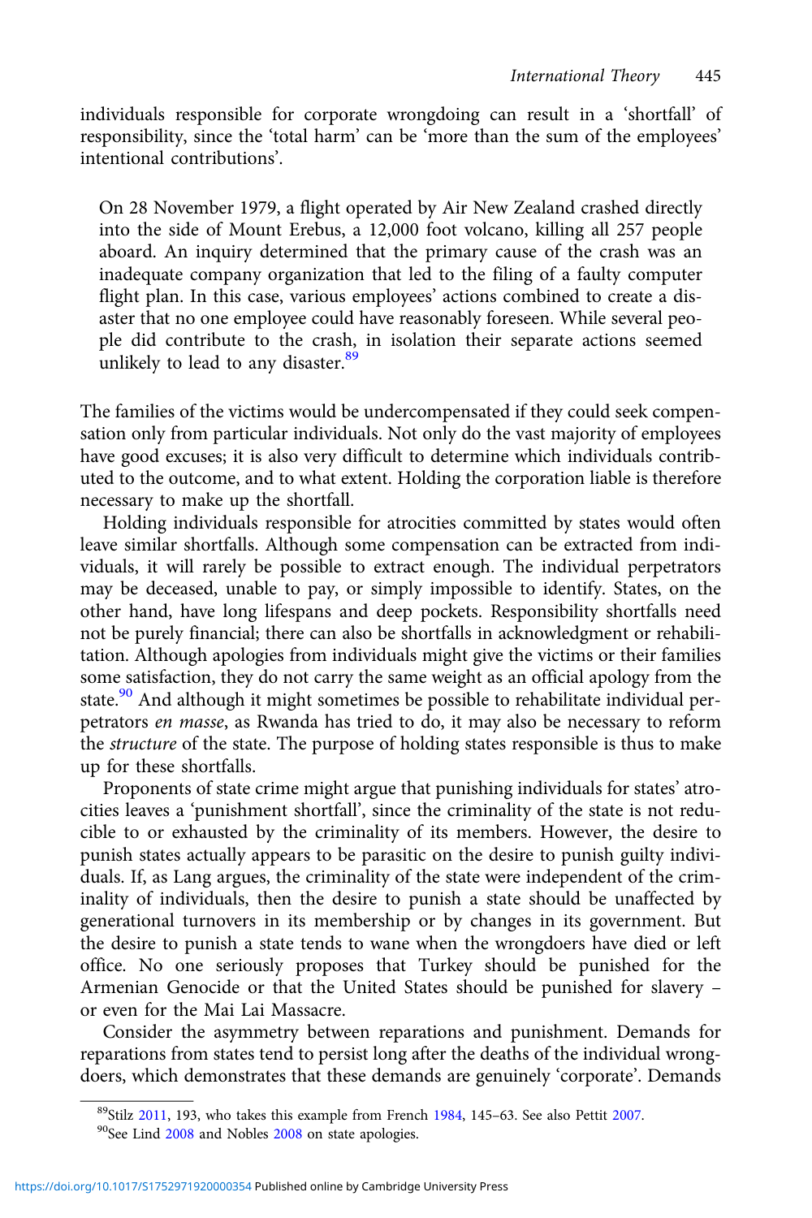individuals responsible for corporate wrongdoing can result in a 'shortfall' of responsibility, since the 'total harm' can be 'more than the sum of the employees' intentional contributions'.

> On 28 November 1979, a flight operated by Air New Zealand crashed directly into the side of Mount Erebus, a 12,000 foot volcano, killing all 257 people aboard. An inquiry determined that the primary cause of the crash was an inadequate company organization that led to the filing of a faulty computer flight plan. In this case, various employees' actions combined to create a disaster that no one employee could have reasonably foreseen. While several people did contribute to the crash, in isolation their separate actions seemed unlikely to lead to any disaster.[89]

The families of the victims would be undercompensated if they could seek compensation only from particular individuals. Not only do the vast majority of employees have good excuses; it is also very difficult to determine which individuals contributed to the outcome, and to what extent. Holding the corporation liable is therefore necessary to make up the shortfall.

Holding individuals responsible for atrocities committed by states would often leave similar shortfalls. Although some compensation can be extracted from individuals, it will rarely be possible to extract enough. The individual perpetrators may be deceased, unable to pay, or simply impossible to identify. States, on the other hand, have long lifespans and deep pockets. Responsibility shortfalls need not be purely financial; there can also be shortfalls in acknowledgment or rehabilitation. Although apologies from individuals might give the victims or their families some satisfaction, they do not carry the same weight as an official apology from the state.[90] And although it might sometimes be possible to rehabilitate individual perpetrators *en masse*, as Rwanda has tried to do, it may also be necessary to reform the *structure* of the state. The purpose of holding states responsible is thus to make up for these shortfalls.

Proponents of state crime might argue that punishing individuals for states' atrocities leaves a 'punishment shortfall', since the criminality of the state is not reducible to or exhausted by the criminality of its members. However, the desire to punish states actually appears to be parasitic on the desire to punish guilty individuals. If, as Lang argues, the criminality of the state were independent of the criminality of individuals, then the desire to punish a state should be unaffected by generational turnovers in its membership or by changes in its government. But the desire to punish a state tends to wane when the wrongdoers have died or left office. No one seriously proposes that Turkey should be punished for the Armenian Genocide or that the United States should be punished for slavery – or even for the Mai Lai Massacre.

Consider the asymmetry between reparations and punishment. Demands for reparations from states tend to persist long after the deaths of the individual wrongdoers, which demonstrates that these demands are genuinely 'corporate'. Demands

[89] Stilz 2011, 193, who takes this example from French 1984, 145–63. See also Pettit 2007.

[90] See Lind 2008 and Nobles 2008 on state apologies.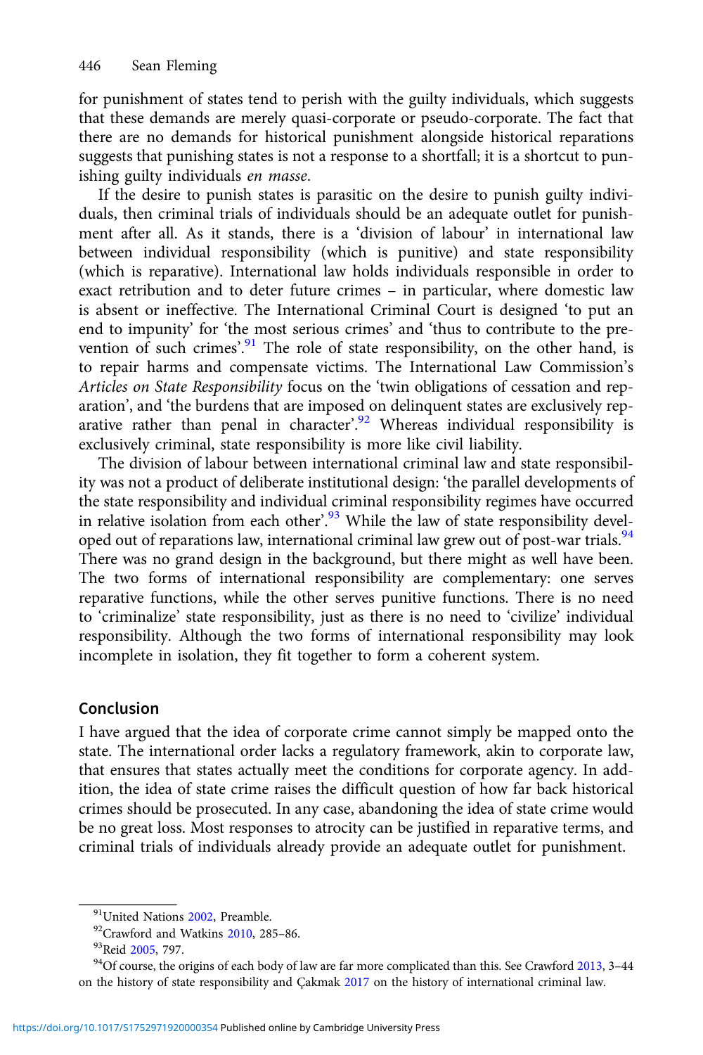for punishment of states tend to perish with the guilty individuals, which suggests that these demands are merely quasi-corporate or pseudo-corporate. The fact that there are no demands for historical punishment alongside historical reparations suggests that punishing states is not a response to a shortfall; it is a shortcut to punishing guilty individuals *en masse*.

If the desire to punish states is parasitic on the desire to punish guilty individuals, then criminal trials of individuals should be an adequate outlet for punishment after all. As it stands, there is a 'division of labour' in international law between individual responsibility (which is punitive) and state responsibility (which is reparative). International law holds individuals responsible in order to exact retribution and to deter future crimes – in particular, where domestic law is absent or ineffective. The International Criminal Court is designed 'to put an end to impunity' for 'the most serious crimes' and 'thus to contribute to the prevention of such crimes'.[91] The role of state responsibility, on the other hand, is to repair harms and compensate victims. The International Law Commission's *Articles on State Responsibility* focus on the 'twin obligations of cessation and reparation', and 'the burdens that are imposed on delinquent states are exclusively reparative rather than penal in character'.[92] Whereas individual responsibility is exclusively criminal, state responsibility is more like civil liability.

The division of labour between international criminal law and state responsibility was not a product of deliberate institutional design: 'the parallel developments of the state responsibility and individual criminal responsibility regimes have occurred in relative isolation from each other'.[93] While the law of state responsibility developed out of reparations law, international criminal law grew out of post-war trials.[94] There was no grand design in the background, but there might as well have been. The two forms of international responsibility are complementary: one serves reparative functions, while the other serves punitive functions. There is no need to 'criminalize' state responsibility, just as there is no need to 'civilize' individual responsibility. Although the two forms of international responsibility may look incomplete in isolation, they fit together to form a coherent system.

## Conclusion

I have argued that the idea of corporate crime cannot simply be mapped onto the state. The international order lacks a regulatory framework, akin to corporate law, that ensures that states actually meet the conditions for corporate agency. In addition, the idea of state crime raises the difficult question of how far back historical crimes should be prosecuted. In any case, abandoning the idea of state crime would be no great loss. Most responses to atrocity can be justified in reparative terms, and criminal trials of individuals already provide an adequate outlet for punishment.

---

[91] United Nations 2002, Preamble.

[92] Crawford and Watkins 2010, 285–86.

[93] Reid 2005, 797.

[94] Of course, the origins of each body of law are far more complicated than this. See Crawford 2013, 3–44 on the history of state responsibility and Çakmak 2017 on the history of international criminal law.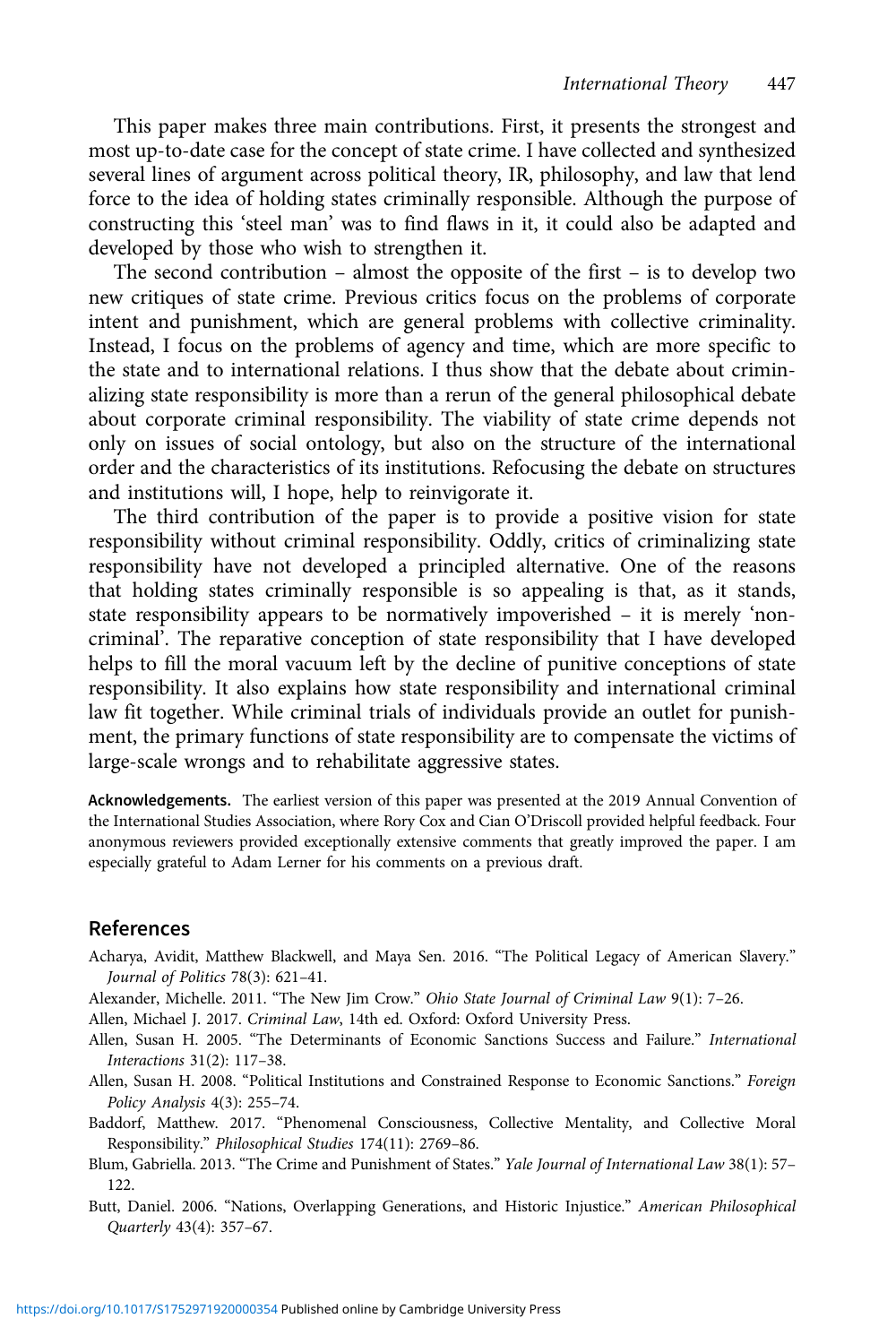This paper makes three main contributions. First, it presents the strongest and most up-to-date case for the concept of state crime. I have collected and synthesized several lines of argument across political theory, IR, philosophy, and law that lend force to the idea of holding states criminally responsible. Although the purpose of constructing this 'steel man' was to find flaws in it, it could also be adapted and developed by those who wish to strengthen it.

The second contribution – almost the opposite of the first – is to develop two new critiques of state crime. Previous critics focus on the problems of corporate intent and punishment, which are general problems with collective criminality. Instead, I focus on the problems of agency and time, which are more specific to the state and to international relations. I thus show that the debate about criminalizing state responsibility is more than a rerun of the general philosophical debate about corporate criminal responsibility. The viability of state crime depends not only on issues of social ontology, but also on the structure of the international order and the characteristics of its institutions. Refocusing the debate on structures and institutions will, I hope, help to reinvigorate it.

The third contribution of the paper is to provide a positive vision for state responsibility without criminal responsibility. Oddly, critics of criminalizing state responsibility have not developed a principled alternative. One of the reasons that holding states criminally responsible is so appealing is that, as it stands, state responsibility appears to be normatively impoverished – it is merely 'non-criminal'. The reparative conception of state responsibility that I have developed helps to fill the moral vacuum left by the decline of punitive conceptions of state responsibility. It also explains how state responsibility and international criminal law fit together. While criminal trials of individuals provide an outlet for punishment, the primary functions of state responsibility are to compensate the victims of large-scale wrongs and to rehabilitate aggressive states.

**Acknowledgements.** The earliest version of this paper was presented at the 2019 Annual Convention of the International Studies Association, where Rory Cox and Cian O'Driscoll provided helpful feedback. Four anonymous reviewers provided exceptionally extensive comments that greatly improved the paper. I am especially grateful to Adam Lerner for his comments on a previous draft.

## References

Acharya, Avidit, Matthew Blackwell, and Maya Sen. 2016. "The Political Legacy of American Slavery." *Journal of Politics* 78(3): 621–41.

Alexander, Michelle. 2011. "The New Jim Crow." *Ohio State Journal of Criminal Law* 9(1): 7–26.

Allen, Michael J. 2017. *Criminal Law*, 14th ed. Oxford: Oxford University Press.

Allen, Susan H. 2005. "The Determinants of Economic Sanctions Success and Failure." *International Interactions* 31(2): 117–38.

Allen, Susan H. 2008. "Political Institutions and Constrained Response to Economic Sanctions." *Foreign Policy Analysis* 4(3): 255–74.

Baddorf, Matthew. 2017. "Phenomenal Consciousness, Collective Mentality, and Collective Moral Responsibility." *Philosophical Studies* 174(11): 2769–86.

Blum, Gabriella. 2013. "The Crime and Punishment of States." *Yale Journal of International Law* 38(1): 57–122.

Butt, Daniel. 2006. "Nations, Overlapping Generations, and Historic Injustice." *American Philosophical Quarterly* 43(4): 357–67.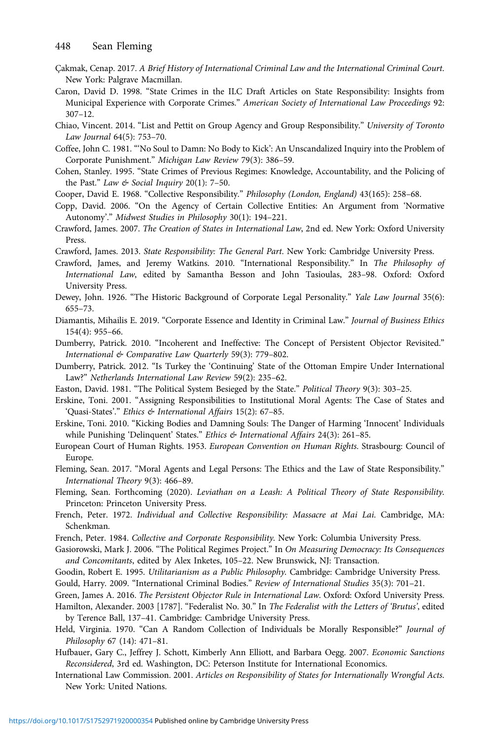Çakmak, Cenap. 2017. *A Brief History of International Criminal Law and the International Criminal Court*. New York: Palgrave Macmillan.

Caron, David D. 1998. "State Crimes in the ILC Draft Articles on State Responsibility: Insights from Municipal Experience with Corporate Crimes." *American Society of International Law Proceedings* 92: 307–12.

Chiao, Vincent. 2014. "List and Pettit on Group Agency and Group Responsibility." *University of Toronto Law Journal* 64(5): 753–70.

Coffee, John C. 1981. "'No Soul to Damn: No Body to Kick': An Unscandalized Inquiry into the Problem of Corporate Punishment." *Michigan Law Review* 79(3): 386–59.

Cohen, Stanley. 1995. "State Crimes of Previous Regimes: Knowledge, Accountability, and the Policing of the Past." *Law & Social Inquiry* 20(1): 7–50.

Cooper, David E. 1968. "Collective Responsibility." *Philosophy (London, England)* 43(165): 258–68.

Copp, David. 2006. "On the Agency of Certain Collective Entities: An Argument from 'Normative Autonomy'." *Midwest Studies in Philosophy* 30(1): 194–221.

Crawford, James. 2007. *The Creation of States in International Law*, 2nd ed. New York: Oxford University Press.

Crawford, James. 2013. *State Responsibility: The General Part*. New York: Cambridge University Press.

Crawford, James, and Jeremy Watkins. 2010. "International Responsibility." In *The Philosophy of International Law*, edited by Samantha Besson and John Tasioulas, 283–98. Oxford: Oxford University Press.

Dewey, John. 1926. "The Historic Background of Corporate Legal Personality." *Yale Law Journal* 35(6): 655–73.

Diamantis, Mihailis E. 2019. "Corporate Essence and Identity in Criminal Law." *Journal of Business Ethics* 154(4): 955–66.

Dumberry, Patrick. 2010. "Incoherent and Ineffective: The Concept of Persistent Objector Revisited." *International & Comparative Law Quarterly* 59(3): 779–802.

Dumberry, Patrick. 2012. "Is Turkey the 'Continuing' State of the Ottoman Empire Under International Law?" *Netherlands International Law Review* 59(2): 235–62.

Easton, David. 1981. "The Political System Besieged by the State." *Political Theory* 9(3): 303–25.

Erskine, Toni. 2001. "Assigning Responsibilities to Institutional Moral Agents: The Case of States and 'Quasi-States'." *Ethics & International Affairs* 15(2): 67–85.

Erskine, Toni. 2010. "Kicking Bodies and Damning Souls: The Danger of Harming 'Innocent' Individuals while Punishing 'Delinquent' States." *Ethics & International Affairs* 24(3): 261–85.

European Court of Human Rights. 1953. *European Convention on Human Rights*. Strasbourg: Council of Europe.

Fleming, Sean. 2017. "Moral Agents and Legal Persons: The Ethics and the Law of State Responsibility." *International Theory* 9(3): 466–89.

Fleming, Sean. Forthcoming (2020). *Leviathan on a Leash: A Political Theory of State Responsibility*. Princeton: Princeton University Press.

French, Peter. 1972. *Individual and Collective Responsibility: Massacre at Mai Lai*. Cambridge, MA: Schenkman.

French, Peter. 1984. *Collective and Corporate Responsibility*. New York: Columbia University Press.

Gasiorowski, Mark J. 2006. "The Political Regimes Project." In *On Measuring Democracy: Its Consequences and Concomitants*, edited by Alex Inketes, 105–22. New Brunswick, NJ: Transaction.

Goodin, Robert E. 1995. *Utilitarianism as a Public Philosophy*. Cambridge: Cambridge University Press.

Gould, Harry. 2009. "International Criminal Bodies." *Review of International Studies* 35(3): 701–21.

Green, James A. 2016. *The Persistent Objector Rule in International Law*. Oxford: Oxford University Press.

Hamilton, Alexander. 2003 [1787]. "Federalist No. 30." In *The Federalist with the Letters of 'Brutus'*, edited by Terence Ball, 137–41. Cambridge: Cambridge University Press.

Held, Virginia. 1970. "Can A Random Collection of Individuals be Morally Responsible?" *Journal of Philosophy* 67 (14): 471–81.

Hufbauer, Gary C., Jeffrey J. Schott, Kimberly Ann Elliott, and Barbara Oegg. 2007. *Economic Sanctions Reconsidered*, 3rd ed. Washington, DC: Peterson Institute for International Economics.

International Law Commission. 2001. *Articles on Responsibility of States for Internationally Wrongful Acts*. New York: United Nations.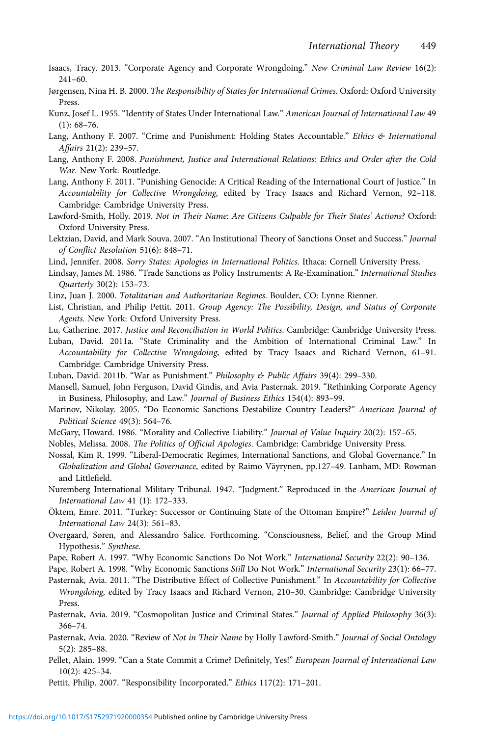Isaacs, Tracy. 2013. "Corporate Agency and Corporate Wrongdoing." *New Criminal Law Review* 16(2): 241–60.

Jørgensen, Nina H. B. 2000. *The Responsibility of States for International Crimes*. Oxford: Oxford University Press.

Kunz, Josef L. 1955. "Identity of States Under International Law." *American Journal of International Law* 49 (1): 68–76.

Lang, Anthony F. 2007. "Crime and Punishment: Holding States Accountable." *Ethics & International Affairs* 21(2): 239–57.

Lang, Anthony F. 2008. *Punishment, Justice and International Relations: Ethics and Order after the Cold War*. New York: Routledge.

Lang, Anthony F. 2011. "Punishing Genocide: A Critical Reading of the International Court of Justice." In *Accountability for Collective Wrongdoing*, edited by Tracy Isaacs and Richard Vernon, 92–118. Cambridge: Cambridge University Press.

Lawford-Smith, Holly. 2019. *Not in Their Name: Are Citizens Culpable for Their States' Actions?* Oxford: Oxford University Press.

Lektzian, David, and Mark Souva. 2007. "An Institutional Theory of Sanctions Onset and Success." *Journal of Conflict Resolution* 51(6): 848–71.

Lind, Jennifer. 2008. *Sorry States: Apologies in International Politics*. Ithaca: Cornell University Press.

Lindsay, James M. 1986. "Trade Sanctions as Policy Instruments: A Re-Examination." *International Studies Quarterly* 30(2): 153–73.

Linz, Juan J. 2000. *Totalitarian and Authoritarian Regimes*. Boulder, CO: Lynne Rienner.

List, Christian, and Philip Pettit. 2011. *Group Agency: The Possibility, Design, and Status of Corporate Agents*. New York: Oxford University Press.

Lu, Catherine. 2017. *Justice and Reconciliation in World Politics*. Cambridge: Cambridge University Press.

Luban, David. 2011a. "State Criminality and the Ambition of International Criminal Law." In *Accountability for Collective Wrongdoing*, edited by Tracy Isaacs and Richard Vernon, 61–91. Cambridge: Cambridge University Press.

Luban, David. 2011b. "War as Punishment." *Philosophy & Public Affairs* 39(4): 299–330.

Mansell, Samuel, John Ferguson, David Gindis, and Avia Pasternak. 2019. "Rethinking Corporate Agency in Business, Philosophy, and Law." *Journal of Business Ethics* 154(4): 893–99.

Marinov, Nikolay. 2005. "Do Economic Sanctions Destabilize Country Leaders?" *American Journal of Political Science* 49(3): 564–76.

McGary, Howard. 1986. "Morality and Collective Liability." *Journal of Value Inquiry* 20(2): 157–65.

Nobles, Melissa. 2008. *The Politics of Official Apologies*. Cambridge: Cambridge University Press.

Nossal, Kim R. 1999. "Liberal-Democratic Regimes, International Sanctions, and Global Governance." In *Globalization and Global Governance*, edited by Raimo Väyrynen, pp.127–49. Lanham, MD: Rowman and Littlefield.

Nuremberg International Military Tribunal. 1947. "Judgment." Reproduced in the *American Journal of International Law* 41 (1): 172–333.

Öktem, Emre. 2011. "Turkey: Successor or Continuing State of the Ottoman Empire?" *Leiden Journal of International Law* 24(3): 561–83.

Overgaard, Søren, and Alessandro Salice. Forthcoming. "Consciousness, Belief, and the Group Mind Hypothesis." *Synthese*.

Pape, Robert A. 1997. "Why Economic Sanctions Do Not Work." *International Security* 22(2): 90–136.

Pape, Robert A. 1998. "Why Economic Sanctions *Still* Do Not Work." *International Security* 23(1): 66–77.

Pasternak, Avia. 2011. "The Distributive Effect of Collective Punishment." In *Accountability for Collective Wrongdoing*, edited by Tracy Isaacs and Richard Vernon, 210–30. Cambridge: Cambridge University Press.

Pasternak, Avia. 2019. "Cosmopolitan Justice and Criminal States." *Journal of Applied Philosophy* 36(3): 366–74.

Pasternak, Avia. 2020. "Review of *Not in Their Name* by Holly Lawford-Smith." *Journal of Social Ontology* 5(2): 285–88.

Pellet, Alain. 1999. "Can a State Commit a Crime? Definitely, Yes!" *European Journal of International Law* 10(2): 425–34.

Pettit, Philip. 2007. "Responsibility Incorporated." *Ethics* 117(2): 171–201.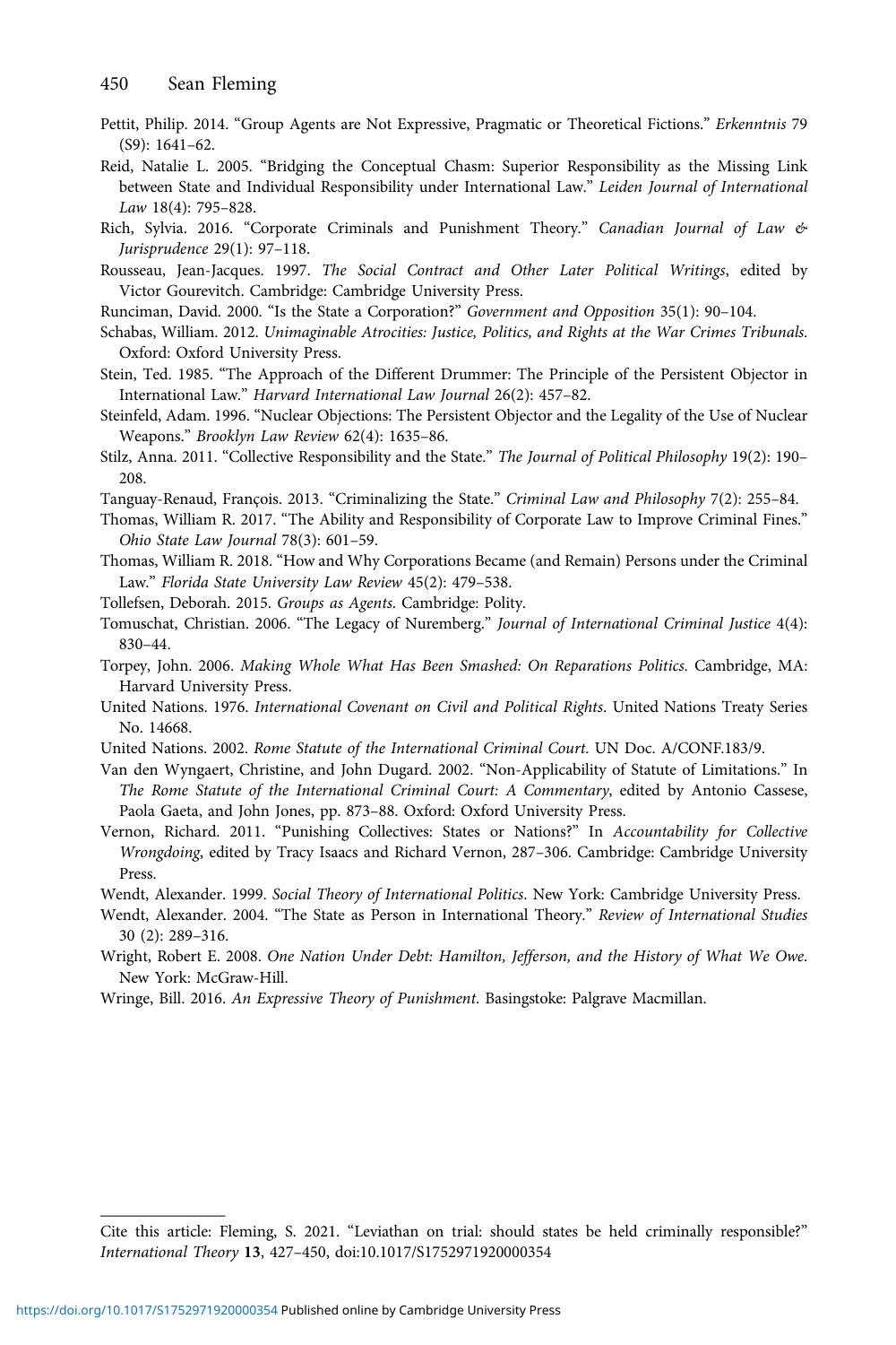Pettit, Philip. 2014. "Group Agents are Not Expressive, Pragmatic or Theoretical Fictions." *Erkenntnis* 79 (S9): 1641–62.

Reid, Natalie L. 2005. "Bridging the Conceptual Chasm: Superior Responsibility as the Missing Link between State and Individual Responsibility under International Law." *Leiden Journal of International Law* 18(4): 795–828.

Rich, Sylvia. 2016. "Corporate Criminals and Punishment Theory." *Canadian Journal of Law & Jurisprudence* 29(1): 97–118.

Rousseau, Jean-Jacques. 1997. *The Social Contract and Other Later Political Writings*, edited by Victor Gourevitch. Cambridge: Cambridge University Press.

Runciman, David. 2000. "Is the State a Corporation?" *Government and Opposition* 35(1): 90–104.

Schabas, William. 2012. *Unimaginable Atrocities: Justice, Politics, and Rights at the War Crimes Tribunals*. Oxford: Oxford University Press.

Stein, Ted. 1985. "The Approach of the Different Drummer: The Principle of the Persistent Objector in International Law." *Harvard International Law Journal* 26(2): 457–82.

Steinfeld, Adam. 1996. "Nuclear Objections: The Persistent Objector and the Legality of the Use of Nuclear Weapons." *Brooklyn Law Review* 62(4): 1635–86.

Stilz, Anna. 2011. "Collective Responsibility and the State." *The Journal of Political Philosophy* 19(2): 190–208.

Tanguay-Renaud, François. 2013. "Criminalizing the State." *Criminal Law and Philosophy* 7(2): 255–84.

Thomas, William R. 2017. "The Ability and Responsibility of Corporate Law to Improve Criminal Fines." *Ohio State Law Journal* 78(3): 601–59.

Thomas, William R. 2018. "How and Why Corporations Became (and Remain) Persons under the Criminal Law." *Florida State University Law Review* 45(2): 479–538.

Tollefsen, Deborah. 2015. *Groups as Agents*. Cambridge: Polity.

Tomuschat, Christian. 2006. "The Legacy of Nuremberg." *Journal of International Criminal Justice* 4(4): 830–44.

Torpey, John. 2006. *Making Whole What Has Been Smashed: On Reparations Politics*. Cambridge, MA: Harvard University Press.

United Nations. 1976. *International Covenant on Civil and Political Rights*. United Nations Treaty Series No. 14668.

United Nations. 2002. *Rome Statute of the International Criminal Court*. UN Doc. A/CONF.183/9.

Van den Wyngaert, Christine, and John Dugard. 2002. "Non-Applicability of Statute of Limitations." In *The Rome Statute of the International Criminal Court: A Commentary*, edited by Antonio Cassese, Paola Gaeta, and John Jones, pp. 873–88. Oxford: Oxford University Press.

Vernon, Richard. 2011. "Punishing Collectives: States or Nations?" In *Accountability for Collective Wrongdoing*, edited by Tracy Isaacs and Richard Vernon, 287–306. Cambridge: Cambridge University Press.

Wendt, Alexander. 1999. *Social Theory of International Politics*. New York: Cambridge University Press.

Wendt, Alexander. 2004. "The State as Person in International Theory." *Review of International Studies* 30 (2): 289–316.

Wright, Robert E. 2008. *One Nation Under Debt: Hamilton, Jefferson, and the History of What We Owe*. New York: McGraw-Hill.

Wringe, Bill. 2016. *An Expressive Theory of Punishment*. Basingstoke: Palgrave Macmillan.

---

Cite this article: Fleming, S. 2021. "Leviathan on trial: should states be held criminally responsible?" *International Theory* **13**, 427–450, doi:10.1017/S1752971920000354